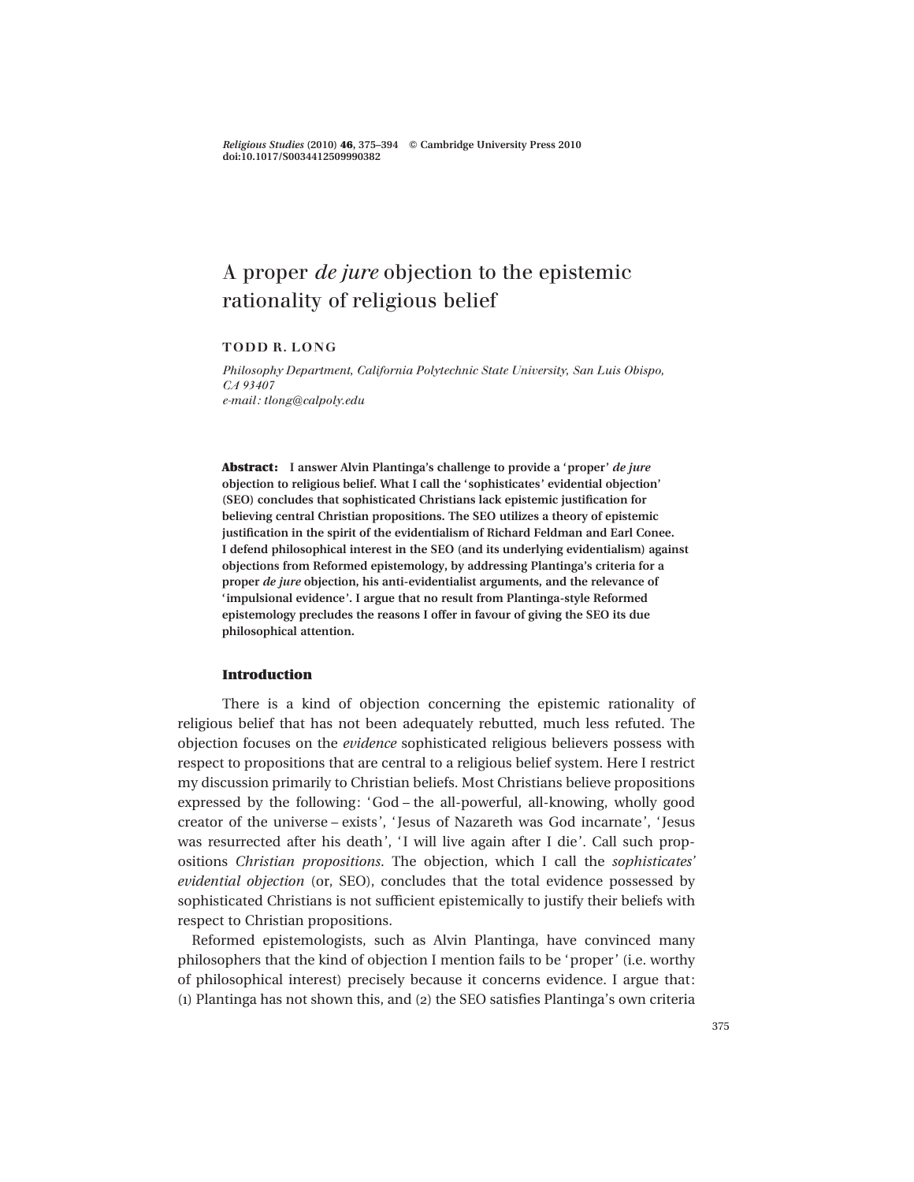# A proper *de jure* objection to the epistemic rationality of religious belief

**TODD R. LONG**

*Philosophy Department, California Polytechnic State University, San Luis Obispo, CA 93407*
*e-mail: tlong@calpoly.edu*

**Abstract: I answer Alvin Plantinga's challenge to provide a 'proper' *de jure* objection to religious belief. What I call the 'sophisticates' evidential objection' (SEO) concludes that sophisticated Christians lack epistemic justification for believing central Christian propositions. The SEO utilizes a theory of epistemic justification in the spirit of the evidentialism of Richard Feldman and Earl Conee. I defend philosophical interest in the SEO (and its underlying evidentialism) against objections from Reformed epistemology, by addressing Plantinga's criteria for a proper *de jure* objection, his anti-evidentialist arguments, and the relevance of 'impulsional evidence'. I argue that no result from Plantinga-style Reformed epistemology precludes the reasons I offer in favour of giving the SEO its due philosophical attention.**

## Introduction

There is a kind of objection concerning the epistemic rationality of religious belief that has not been adequately rebutted, much less refuted. The objection focuses on the *evidence* sophisticated religious believers possess with respect to propositions that are central to a religious belief system. Here I restrict my discussion primarily to Christian beliefs. Most Christians believe propositions expressed by the following: 'God – the all-powerful, all-knowing, wholly good creator of the universe – exists', 'Jesus of Nazareth was God incarnate', 'Jesus was resurrected after his death', 'I will live again after I die'. Call such propositions *Christian propositions*. The objection, which I call the *sophisticates' evidential objection* (or, SEO), concludes that the total evidence possessed by sophisticated Christians is not sufficient epistemically to justify their beliefs with respect to Christian propositions.

Reformed epistemologists, such as Alvin Plantinga, have convinced many philosophers that the kind of objection I mention fails to be 'proper' (i.e. worthy of philosophical interest) precisely because it concerns evidence. I argue that: (1) Plantinga has not shown this, and (2) the SEO satisfies Plantinga's own criteria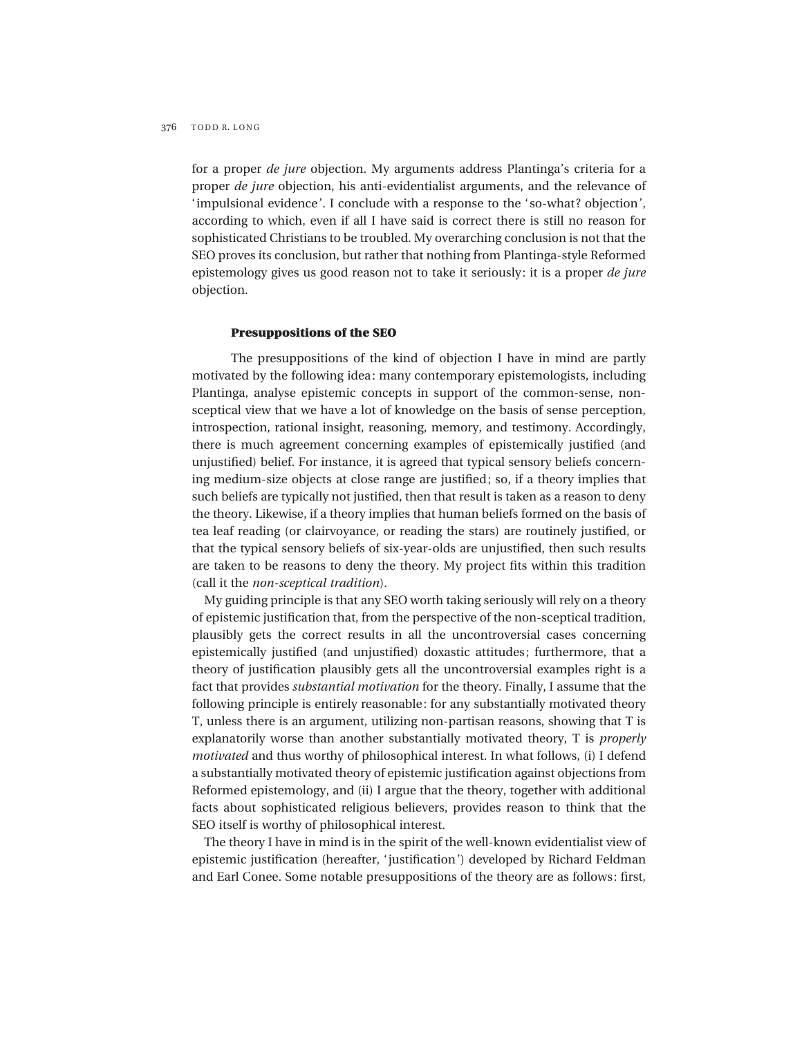for a proper *de jure* objection. My arguments address Plantinga's criteria for a proper *de jure* objection, his anti-evidentialist arguments, and the relevance of 'impulsional evidence'. I conclude with a response to the 'so-what? objection', according to which, even if all I have said is correct there is still no reason for sophisticated Christians to be troubled. My overarching conclusion is not that the SEO proves its conclusion, but rather that nothing from Plantinga-style Reformed epistemology gives us good reason not to take it seriously: it is a proper *de jure* objection.

## Presuppositions of the SEO

The presuppositions of the kind of objection I have in mind are partly motivated by the following idea: many contemporary epistemologists, including Plantinga, analyse epistemic concepts in support of the common-sense, non-sceptical view that we have a lot of knowledge on the basis of sense perception, introspection, rational insight, reasoning, memory, and testimony. Accordingly, there is much agreement concerning examples of epistemically justified (and unjustified) belief. For instance, it is agreed that typical sensory beliefs concerning medium-size objects at close range are justified; so, if a theory implies that such beliefs are typically not justified, then that result is taken as a reason to deny the theory. Likewise, if a theory implies that human beliefs formed on the basis of tea leaf reading (or clairvoyance, or reading the stars) are routinely justified, or that the typical sensory beliefs of six-year-olds are unjustified, then such results are taken to be reasons to deny the theory. My project fits within this tradition (call it the *non-sceptical tradition*).

My guiding principle is that any SEO worth taking seriously will rely on a theory of epistemic justification that, from the perspective of the non-sceptical tradition, plausibly gets the correct results in all the uncontroversial cases concerning epistemically justified (and unjustified) doxastic attitudes; furthermore, that a theory of justification plausibly gets all the uncontroversial examples right is a fact that provides *substantial motivation* for the theory. Finally, I assume that the following principle is entirely reasonable: for any substantially motivated theory T, unless there is an argument, utilizing non-partisan reasons, showing that T is explanatorily worse than another substantially motivated theory, T is *properly motivated* and thus worthy of philosophical interest. In what follows, (i) I defend a substantially motivated theory of epistemic justification against objections from Reformed epistemology, and (ii) I argue that the theory, together with additional facts about sophisticated religious believers, provides reason to think that the SEO itself is worthy of philosophical interest.

The theory I have in mind is in the spirit of the well-known evidentialist view of epistemic justification (hereafter, 'justification') developed by Richard Feldman and Earl Conee. Some notable presuppositions of the theory are as follows: first,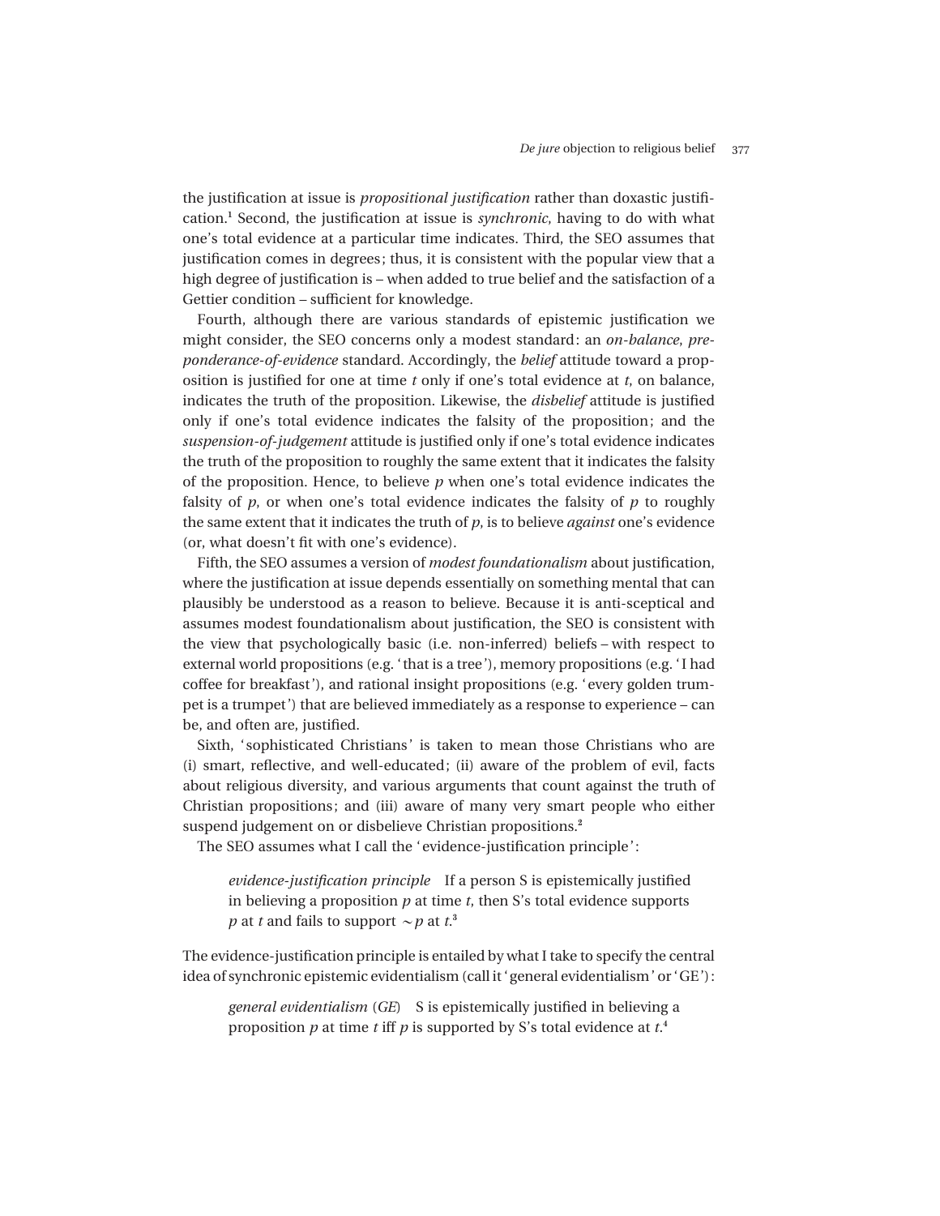the justification at issue is *propositional justification* rather than doxastic justification.[1] Second, the justification at issue is *synchronic*, having to do with what one's total evidence at a particular time indicates. Third, the SEO assumes that justification comes in degrees; thus, it is consistent with the popular view that a high degree of justification is – when added to true belief and the satisfaction of a Gettier condition – sufficient for knowledge.

Fourth, although there are various standards of epistemic justification we might consider, the SEO concerns only a modest standard: an *on-balance*, *preponderance-of-evidence* standard. Accordingly, the *belief* attitude toward a proposition is justified for one at time *t* only if one's total evidence at *t*, on balance, indicates the truth of the proposition. Likewise, the *disbelief* attitude is justified only if one's total evidence indicates the falsity of the proposition; and the *suspension-of-judgement* attitude is justified only if one's total evidence indicates the truth of the proposition to roughly the same extent that it indicates the falsity of the proposition. Hence, to believe *p* when one's total evidence indicates the falsity of *p*, or when one's total evidence indicates the falsity of *p* to roughly the same extent that it indicates the truth of *p*, is to believe *against* one's evidence (or, what doesn't fit with one's evidence).

Fifth, the SEO assumes a version of *modest foundationalism* about justification, where the justification at issue depends essentially on something mental that can plausibly be understood as a reason to believe. Because it is anti-sceptical and assumes modest foundationalism about justification, the SEO is consistent with the view that psychologically basic (i.e. non-inferred) beliefs – with respect to external world propositions (e.g. 'that is a tree'), memory propositions (e.g. 'I had coffee for breakfast'), and rational insight propositions (e.g. 'every golden trumpet is a trumpet') that are believed immediately as a response to experience – can be, and often are, justified.

Sixth, 'sophisticated Christians' is taken to mean those Christians who are (i) smart, reflective, and well-educated; (ii) aware of the problem of evil, facts about religious diversity, and various arguments that count against the truth of Christian propositions; and (iii) aware of many very smart people who either suspend judgement on or disbelieve Christian propositions.[2]

The SEO assumes what I call the 'evidence-justification principle':

> *evidence-justification principle* If a person S is epistemically justified in believing a proposition *p* at time *t*, then S's total evidence supports *p* at *t* and fails to support $\sim p$ at *t*.[3]

The evidence-justification principle is entailed by what I take to specify the central idea of synchronic epistemic evidentialism (call it 'general evidentialism' or 'GE'):

> *general evidentialism* (*GE*) S is epistemically justified in believing a proposition *p* at time *t* iff *p* is supported by S's total evidence at *t*.[4]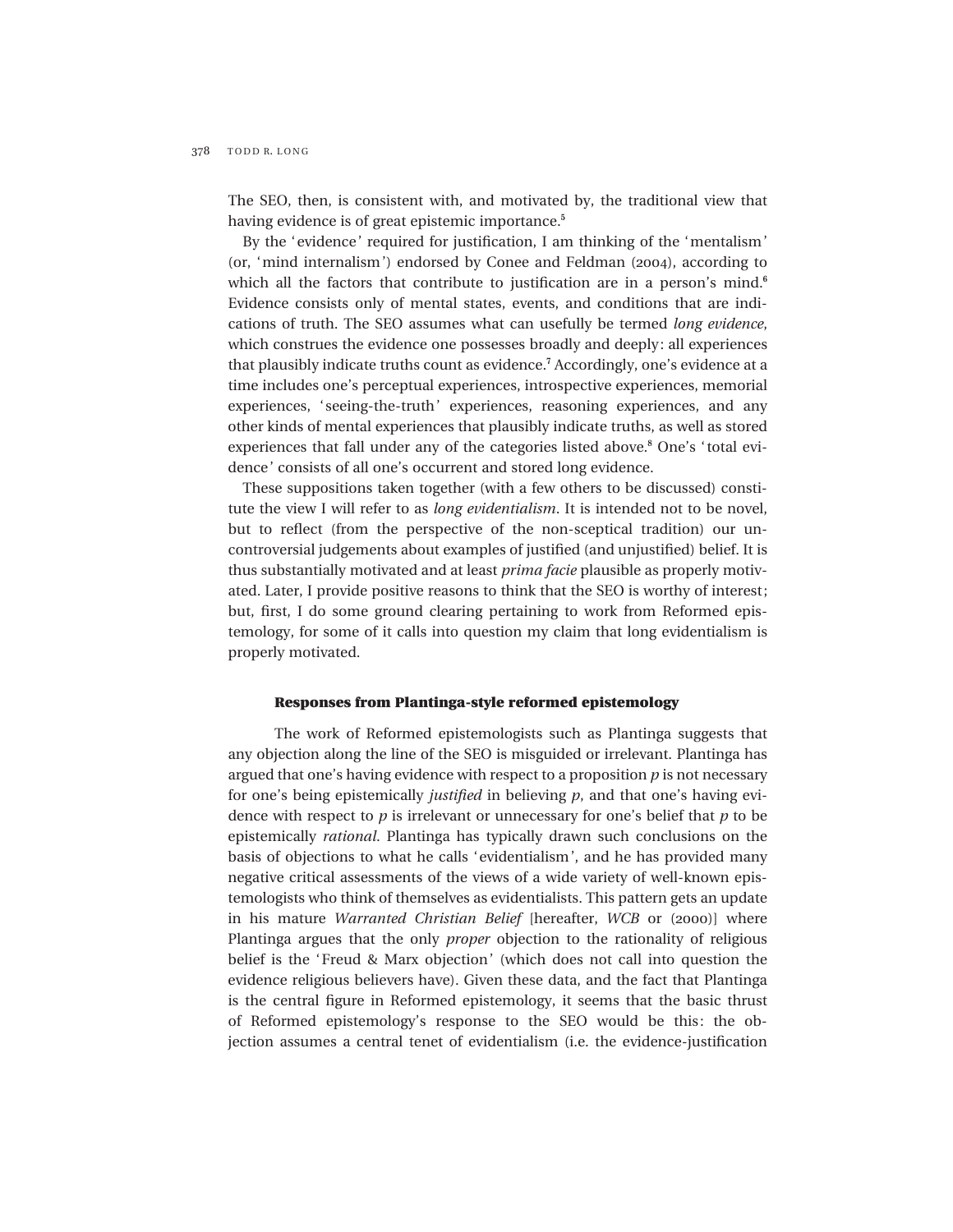The SEO, then, is consistent with, and motivated by, the traditional view that having evidence is of great epistemic importance.[5]

By the 'evidence' required for justification, I am thinking of the 'mentalism' (or, 'mind internalism') endorsed by Conee and Feldman (2004), according to which all the factors that contribute to justification are in a person's mind.[6] Evidence consists only of mental states, events, and conditions that are indications of truth. The SEO assumes what can usefully be termed *long evidence*, which construes the evidence one possesses broadly and deeply: all experiences that plausibly indicate truths count as evidence.[7] Accordingly, one's evidence at a time includes one's perceptual experiences, introspective experiences, memorial experiences, 'seeing-the-truth' experiences, reasoning experiences, and any other kinds of mental experiences that plausibly indicate truths, as well as stored experiences that fall under any of the categories listed above.[8] One's 'total evidence' consists of all one's occurrent and stored long evidence.

These suppositions taken together (with a few others to be discussed) constitute the view I will refer to as *long evidentialism*. It is intended not to be novel, but to reflect (from the perspective of the non-sceptical tradition) our uncontroversial judgements about examples of justified (and unjustified) belief. It is thus substantially motivated and at least *prima facie* plausible as properly motivated. Later, I provide positive reasons to think that the SEO is worthy of interest; but, first, I do some ground clearing pertaining to work from Reformed epistemology, for some of it calls into question my claim that long evidentialism is properly motivated.

## Responses from Plantinga-style reformed epistemology

The work of Reformed epistemologists such as Plantinga suggests that any objection along the line of the SEO is misguided or irrelevant. Plantinga has argued that one's having evidence with respect to a proposition *p* is not necessary for one's being epistemically *justified* in believing *p*, and that one's having evidence with respect to *p* is irrelevant or unnecessary for one's belief that *p* to be epistemically *rational*. Plantinga has typically drawn such conclusions on the basis of objections to what he calls 'evidentialism', and he has provided many negative critical assessments of the views of a wide variety of well-known epistemologists who think of themselves as evidentialists. This pattern gets an update in his mature *Warranted Christian Belief* [hereafter, *WCB* or (2000)] where Plantinga argues that the only *proper* objection to the rationality of religious belief is the 'Freud & Marx objection' (which does not call into question the evidence religious believers have). Given these data, and the fact that Plantinga is the central figure in Reformed epistemology, it seems that the basic thrust of Reformed epistemology's response to the SEO would be this: the objection assumes a central tenet of evidentialism (i.e. the evidence-justification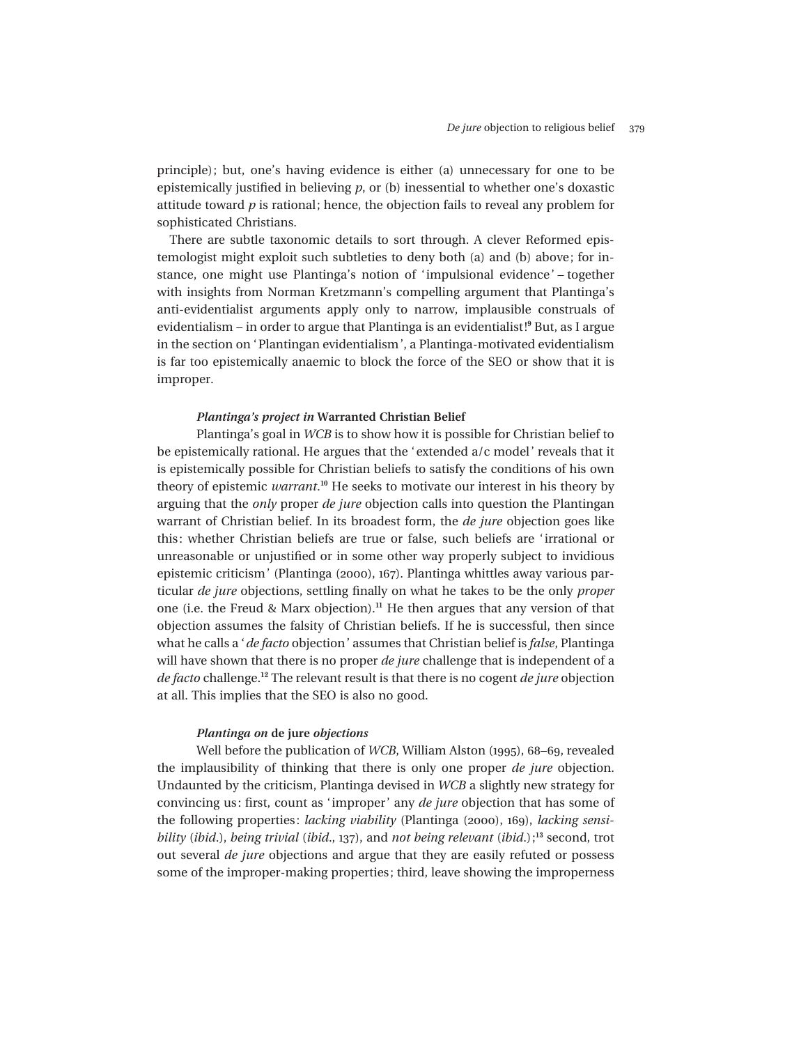principle); but, one's having evidence is either (a) unnecessary for one to be epistemically justified in believing *p*, or (b) inessential to whether one's doxastic attitude toward *p* is rational; hence, the objection fails to reveal any problem for sophisticated Christians.

There are subtle taxonomic details to sort through. A clever Reformed epistemologist might exploit such subtleties to deny both (a) and (b) above; for instance, one might use Plantinga's notion of 'impulsional evidence' – together with insights from Norman Kretzmann's compelling argument that Plantinga's anti-evidentialist arguments apply only to narrow, implausible construals of evidentialism – in order to argue that Plantinga is an evidentialist![9] But, as I argue in the section on 'Plantingan evidentialism', a Plantinga-motivated evidentialism is far too epistemically anaemic to block the force of the SEO or show that it is improper.

### *Plantinga's project in* Warranted Christian Belief

Plantinga's goal in *WCB* is to show how it is possible for Christian belief to be epistemically rational. He argues that the 'extended a/c model' reveals that it is epistemically possible for Christian beliefs to satisfy the conditions of his own theory of epistemic *warrant*.[10] He seeks to motivate our interest in his theory by arguing that the *only* proper *de jure* objection calls into question the Plantingan warrant of Christian belief. In its broadest form, the *de jure* objection goes like this: whether Christian beliefs are true or false, such beliefs are 'irrational or unreasonable or unjustified or in some other way properly subject to invidious epistemic criticism' (Plantinga (2000), 167). Plantinga whittles away various particular *de jure* objections, settling finally on what he takes to be the only *proper* one (i.e. the Freud & Marx objection).[11] He then argues that any version of that objection assumes the falsity of Christian beliefs. If he is successful, then since what he calls a '*de facto* objection' assumes that Christian belief is *false*, Plantinga will have shown that there is no proper *de jure* challenge that is independent of a *de facto* challenge.[12] The relevant result is that there is no cogent *de jure* objection at all. This implies that the SEO is also no good.

### *Plantinga on* de jure *objections*

Well before the publication of *WCB*, William Alston (1995), 68–69, revealed the implausibility of thinking that there is only one proper *de jure* objection. Undaunted by the criticism, Plantinga devised in *WCB* a slightly new strategy for convincing us: first, count as 'improper' any *de jure* objection that has some of the following properties: *lacking viability* (Plantinga (2000), 169), *lacking sensibility* (*ibid.*), *being trivial* (*ibid.*, 137), and *not being relevant* (*ibid.*);[13] second, trot out several *de jure* objections and argue that they are easily refuted or possess some of the improper-making properties; third, leave showing the improperness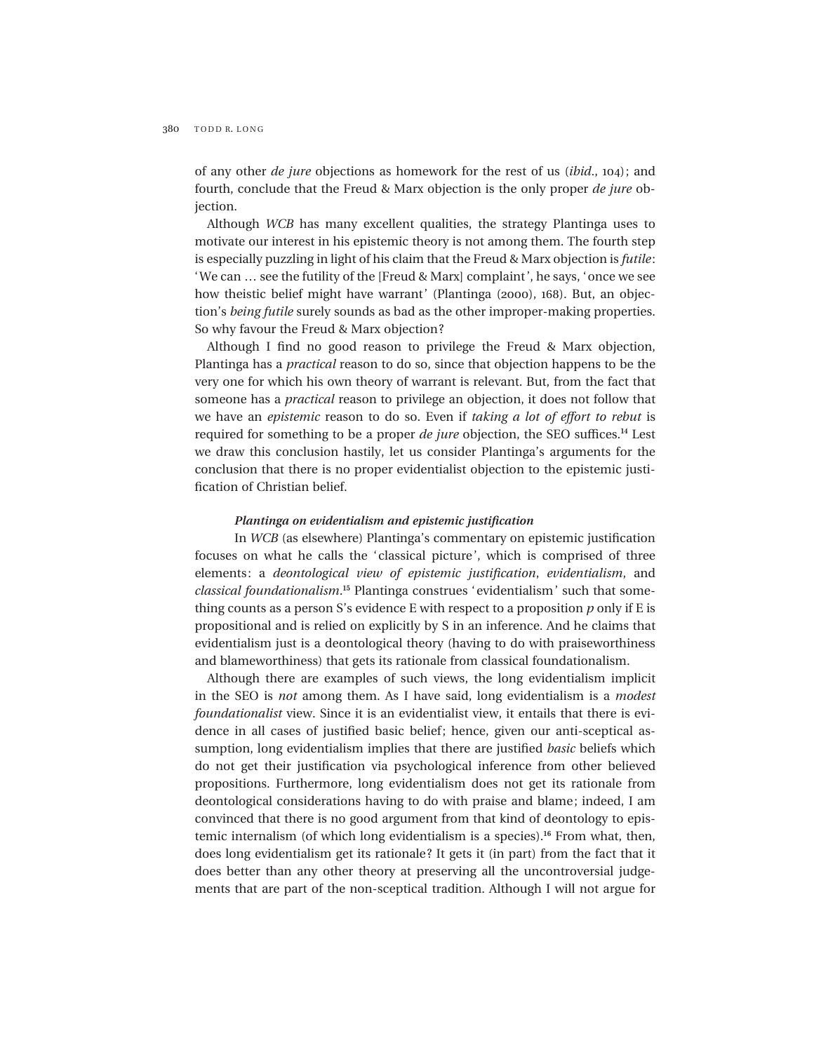of any other *de jure* objections as homework for the rest of us (*ibid*., 104); and fourth, conclude that the Freud & Marx objection is the only proper *de jure* objection.

Although *WCB* has many excellent qualities, the strategy Plantinga uses to motivate our interest in his epistemic theory is not among them. The fourth step is especially puzzling in light of his claim that the Freud & Marx objection is *futile*: 'We can … see the futility of the [Freud & Marx] complaint', he says, 'once we see how theistic belief might have warrant' (Plantinga (2000), 168). But, an objection's *being futile* surely sounds as bad as the other improper-making properties. So why favour the Freud & Marx objection?

Although I find no good reason to privilege the Freud & Marx objection, Plantinga has a *practical* reason to do so, since that objection happens to be the very one for which his own theory of warrant is relevant. But, from the fact that someone has a *practical* reason to privilege an objection, it does not follow that we have an *epistemic* reason to do so. Even if *taking a lot of effort to rebut* is required for something to be a proper *de jure* objection, the SEO suffices.[14] Lest we draw this conclusion hastily, let us consider Plantinga's arguments for the conclusion that there is no proper evidentialist objection to the epistemic justification of Christian belief.

### *Plantinga on evidentialism and epistemic justification*

In *WCB* (as elsewhere) Plantinga's commentary on epistemic justification focuses on what he calls the 'classical picture', which is comprised of three elements: a *deontological view of epistemic justification*, *evidentialism*, and *classical foundationalism*.[15] Plantinga construes 'evidentialism' such that something counts as a person S's evidence E with respect to a proposition *p* only if E is propositional and is relied on explicitly by S in an inference. And he claims that evidentialism just is a deontological theory (having to do with praiseworthiness and blameworthiness) that gets its rationale from classical foundationalism.

Although there are examples of such views, the long evidentialism implicit in the SEO is *not* among them. As I have said, long evidentialism is a *modest foundationalist* view. Since it is an evidentialist view, it entails that there is evidence in all cases of justified basic belief; hence, given our anti-sceptical assumption, long evidentialism implies that there are justified *basic* beliefs which do not get their justification via psychological inference from other believed propositions. Furthermore, long evidentialism does not get its rationale from deontological considerations having to do with praise and blame; indeed, I am convinced that there is no good argument from that kind of deontology to epistemic internalism (of which long evidentialism is a species).[16] From what, then, does long evidentialism get its rationale? It gets it (in part) from the fact that it does better than any other theory at preserving all the uncontroversial judgements that are part of the non-sceptical tradition. Although I will not argue for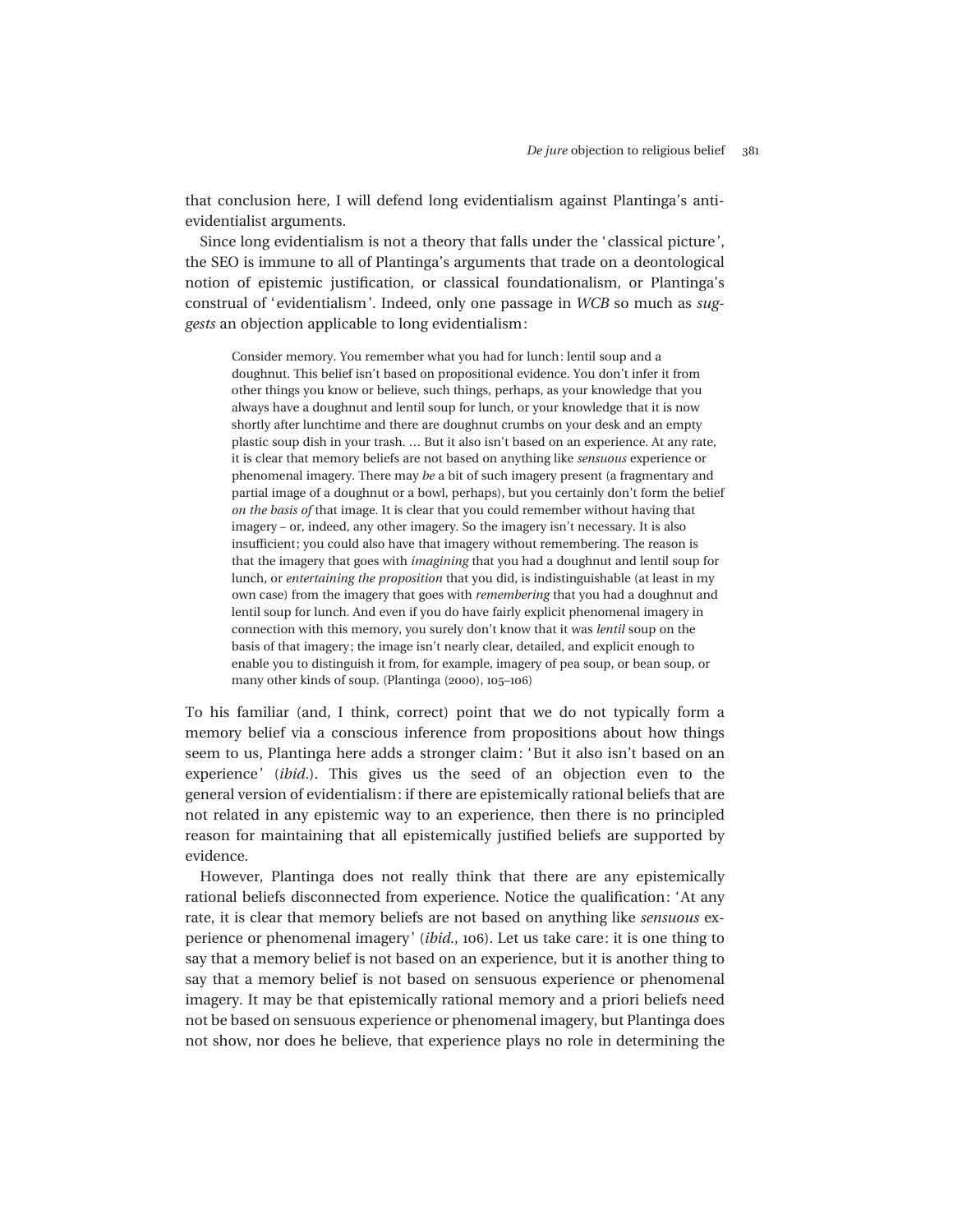that conclusion here, I will defend long evidentialism against Plantinga's anti-evidentialist arguments.

Since long evidentialism is not a theory that falls under the 'classical picture', the SEO is immune to all of Plantinga's arguments that trade on a deontological notion of epistemic justification, or classical foundationalism, or Plantinga's construal of 'evidentialism'. Indeed, only one passage in *WCB* so much as *suggests* an objection applicable to long evidentialism:

> Consider memory. You remember what you had for lunch: lentil soup and a doughnut. This belief isn't based on propositional evidence. You don't infer it from other things you know or believe, such things, perhaps, as your knowledge that you always have a doughnut and lentil soup for lunch, or your knowledge that it is now shortly after lunchtime and there are doughnut crumbs on your desk and an empty plastic soup dish in your trash. … But it also isn't based on an experience. At any rate, it is clear that memory beliefs are not based on anything like *sensuous* experience or phenomenal imagery. There may *be* a bit of such imagery present (a fragmentary and partial image of a doughnut or a bowl, perhaps), but you certainly don't form the belief *on the basis of* that image. It is clear that you could remember without having that imagery – or, indeed, any other imagery. So the imagery isn't necessary. It is also insufficient; you could also have that imagery without remembering. The reason is that the imagery that goes with *imagining* that you had a doughnut and lentil soup for lunch, or *entertaining the proposition* that you did, is indistinguishable (at least in my own case) from the imagery that goes with *remembering* that you had a doughnut and lentil soup for lunch. And even if you do have fairly explicit phenomenal imagery in connection with this memory, you surely don't know that it was *lentil* soup on the basis of that imagery; the image isn't nearly clear, detailed, and explicit enough to enable you to distinguish it from, for example, imagery of pea soup, or bean soup, or many other kinds of soup. (Plantinga (2000), 105–106)

To his familiar (and, I think, correct) point that we do not typically form a memory belief via a conscious inference from propositions about how things seem to us, Plantinga here adds a stronger claim: 'But it also isn't based on an experience' (*ibid.*). This gives us the seed of an objection even to the general version of evidentialism: if there are epistemically rational beliefs that are not related in any epistemic way to an experience, then there is no principled reason for maintaining that all epistemically justified beliefs are supported by evidence.

However, Plantinga does not really think that there are any epistemically rational beliefs disconnected from experience. Notice the qualification: 'At any rate, it is clear that memory beliefs are not based on anything like *sensuous* experience or phenomenal imagery' (*ibid.*, 106). Let us take care: it is one thing to say that a memory belief is not based on an experience, but it is another thing to say that a memory belief is not based on sensuous experience or phenomenal imagery. It may be that epistemically rational memory and a priori beliefs need not be based on sensuous experience or phenomenal imagery, but Plantinga does not show, nor does he believe, that experience plays no role in determining the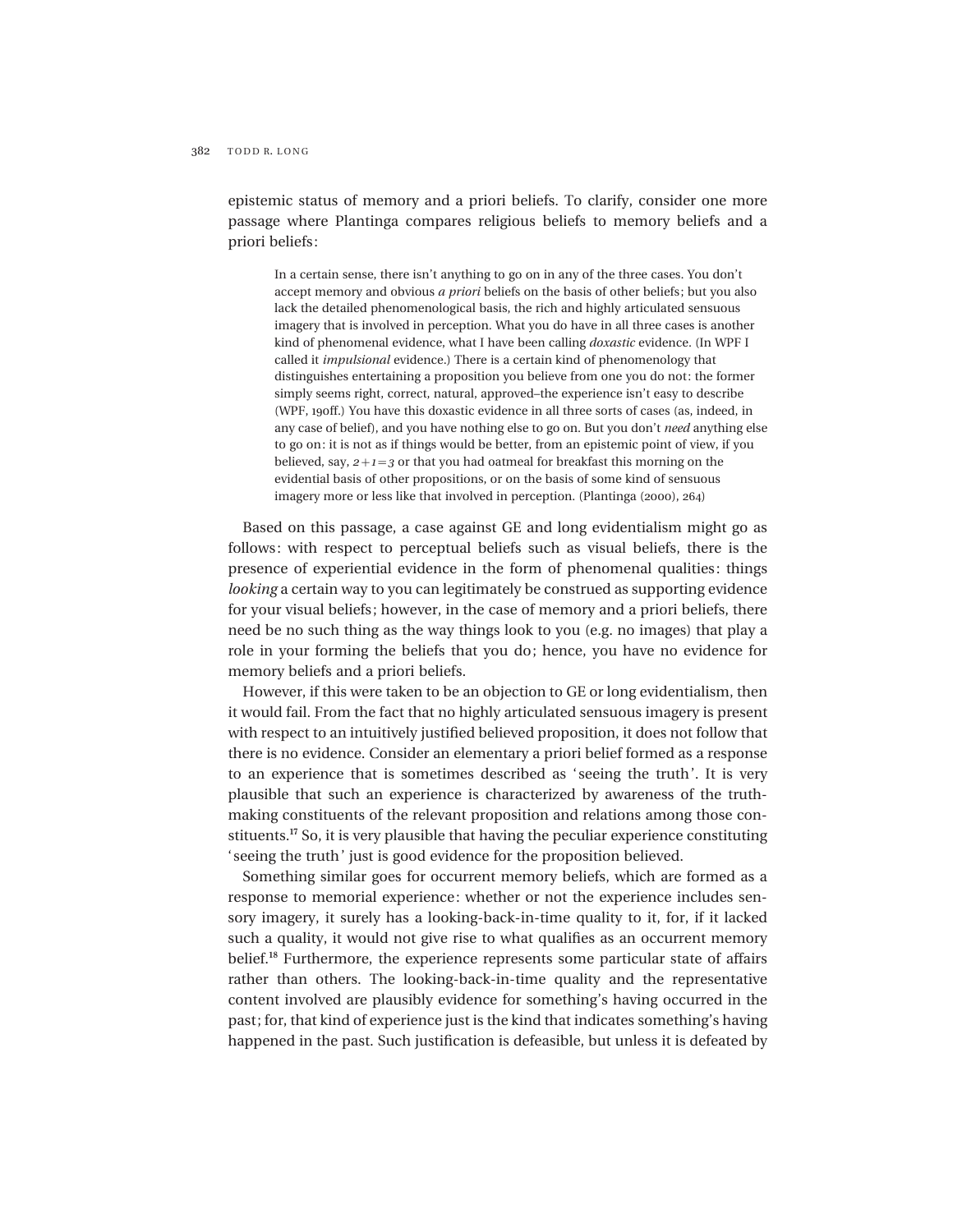epistemic status of memory and a priori beliefs. To clarify, consider one more passage where Plantinga compares religious beliefs to memory beliefs and a priori beliefs:

> In a certain sense, there isn't anything to go on in any of the three cases. You don't accept memory and obvious *a priori* beliefs on the basis of other beliefs; but you also lack the detailed phenomenological basis, the rich and highly articulated sensuous imagery that is involved in perception. What you do have in all three cases is another kind of phenomenal evidence, what I have been calling *doxastic* evidence. (In WPF I called it *impulsional* evidence.) There is a certain kind of phenomenology that distinguishes entertaining a proposition you believe from one you do not: the former simply seems right, correct, natural, approved–the experience isn't easy to describe (WPF, 190ff.) You have this doxastic evidence in all three sorts of cases (as, indeed, in any case of belief), and you have nothing else to go on. But you don't *need* anything else to go on: it is not as if things would be better, from an epistemic point of view, if you believed, say, $2+1=3$ or that you had oatmeal for breakfast this morning on the evidential basis of other propositions, or on the basis of some kind of sensuous imagery more or less like that involved in perception. (Plantinga (2000), 264)

Based on this passage, a case against GE and long evidentialism might go as follows: with respect to perceptual beliefs such as visual beliefs, there is the presence of experiential evidence in the form of phenomenal qualities: things *looking* a certain way to you can legitimately be construed as supporting evidence for your visual beliefs; however, in the case of memory and a priori beliefs, there need be no such thing as the way things look to you (e.g. no images) that play a role in your forming the beliefs that you do; hence, you have no evidence for memory beliefs and a priori beliefs.

However, if this were taken to be an objection to GE or long evidentialism, then it would fail. From the fact that no highly articulated sensuous imagery is present with respect to an intuitively justified believed proposition, it does not follow that there is no evidence. Consider an elementary a priori belief formed as a response to an experience that is sometimes described as 'seeing the truth'. It is very plausible that such an experience is characterized by awareness of the truth-making constituents of the relevant proposition and relations among those constituents.[17] So, it is very plausible that having the peculiar experience constituting 'seeing the truth' just is good evidence for the proposition believed.

Something similar goes for occurrent memory beliefs, which are formed as a response to memorial experience: whether or not the experience includes sensory imagery, it surely has a looking-back-in-time quality to it, for, if it lacked such a quality, it would not give rise to what qualifies as an occurrent memory belief.[18] Furthermore, the experience represents some particular state of affairs rather than others. The looking-back-in-time quality and the representative content involved are plausibly evidence for something's having occurred in the past; for, that kind of experience just is the kind that indicates something's having happened in the past. Such justification is defeasible, but unless it is defeated by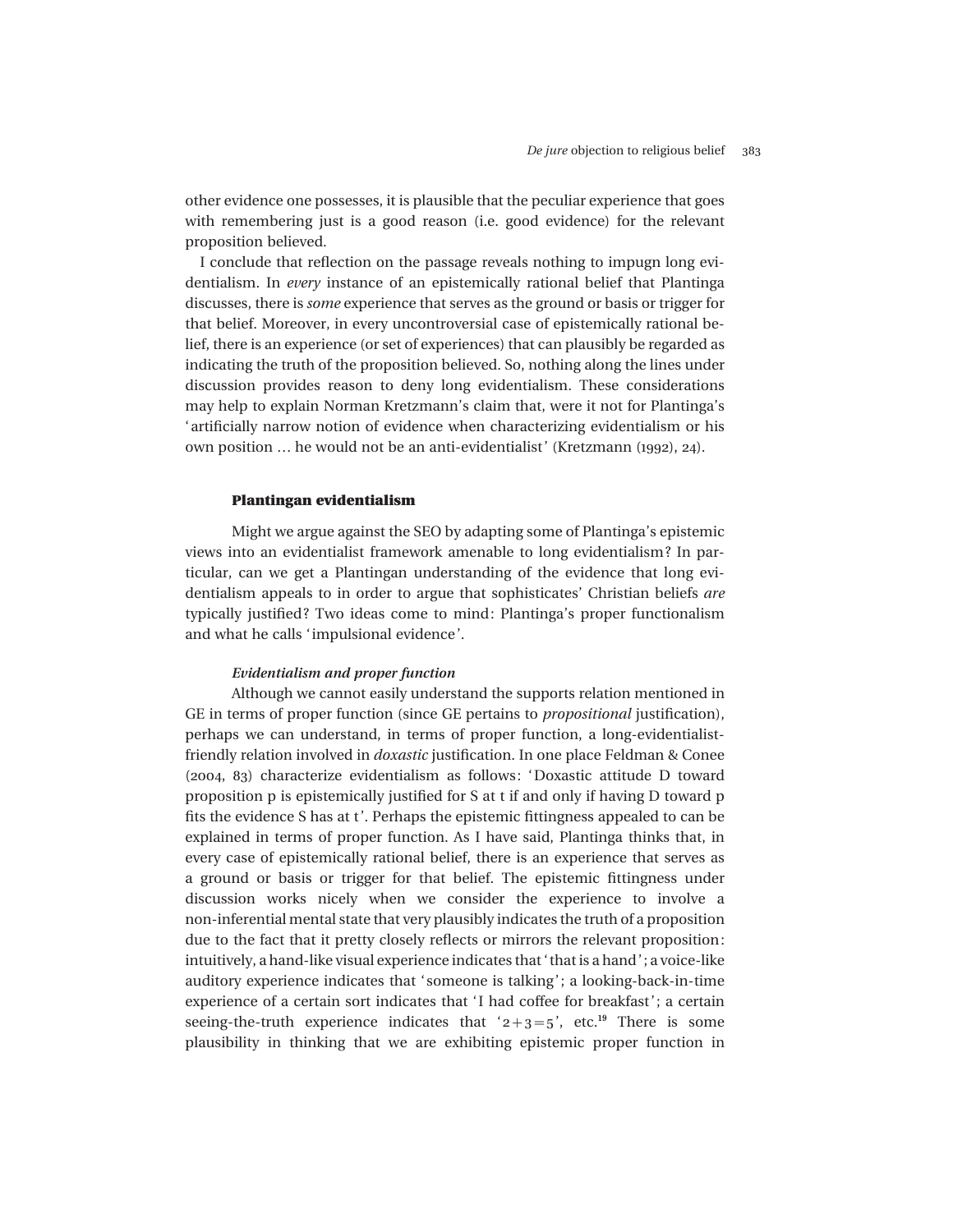other evidence one possesses, it is plausible that the peculiar experience that goes with remembering just is a good reason (i.e. good evidence) for the relevant proposition believed.

I conclude that reflection on the passage reveals nothing to impugn long evidentialism. In *every* instance of an epistemically rational belief that Plantinga discusses, there is *some* experience that serves as the ground or basis or trigger for that belief. Moreover, in every uncontroversial case of epistemically rational belief, there is an experience (or set of experiences) that can plausibly be regarded as indicating the truth of the proposition believed. So, nothing along the lines under discussion provides reason to deny long evidentialism. These considerations may help to explain Norman Kretzmann's claim that, were it not for Plantinga's 'artificially narrow notion of evidence when characterizing evidentialism or his own position … he would not be an anti-evidentialist' (Kretzmann (1992), 24).

## Plantingan evidentialism

Might we argue against the SEO by adapting some of Plantinga's epistemic views into an evidentialist framework amenable to long evidentialism? In particular, can we get a Plantingan understanding of the evidence that long evidentialism appeals to in order to argue that sophisticates' Christian beliefs *are* typically justified? Two ideas come to mind: Plantinga's proper functionalism and what he calls 'impulsional evidence'.

### *Evidentialism and proper function*

Although we cannot easily understand the supports relation mentioned in GE in terms of proper function (since GE pertains to *propositional* justification), perhaps we can understand, in terms of proper function, a long-evidentialist-friendly relation involved in *doxastic* justification. In one place Feldman & Conee (2004, 83) characterize evidentialism as follows: 'Doxastic attitude D toward proposition p is epistemically justified for S at t if and only if having D toward p fits the evidence S has at t'. Perhaps the epistemic fittingness appealed to can be explained in terms of proper function. As I have said, Plantinga thinks that, in every case of epistemically rational belief, there is an experience that serves as a ground or basis or trigger for that belief. The epistemic fittingness under discussion works nicely when we consider the experience to involve a non-inferential mental state that very plausibly indicates the truth of a proposition due to the fact that it pretty closely reflects or mirrors the relevant proposition: intuitively, a hand-like visual experience indicates that 'that is a hand'; a voice-like auditory experience indicates that 'someone is talking'; a looking-back-in-time experience of a certain sort indicates that 'I had coffee for breakfast'; a certain seeing-the-truth experience indicates that '$2+3=5$', etc.[19] There is some plausibility in thinking that we are exhibiting epistemic proper function in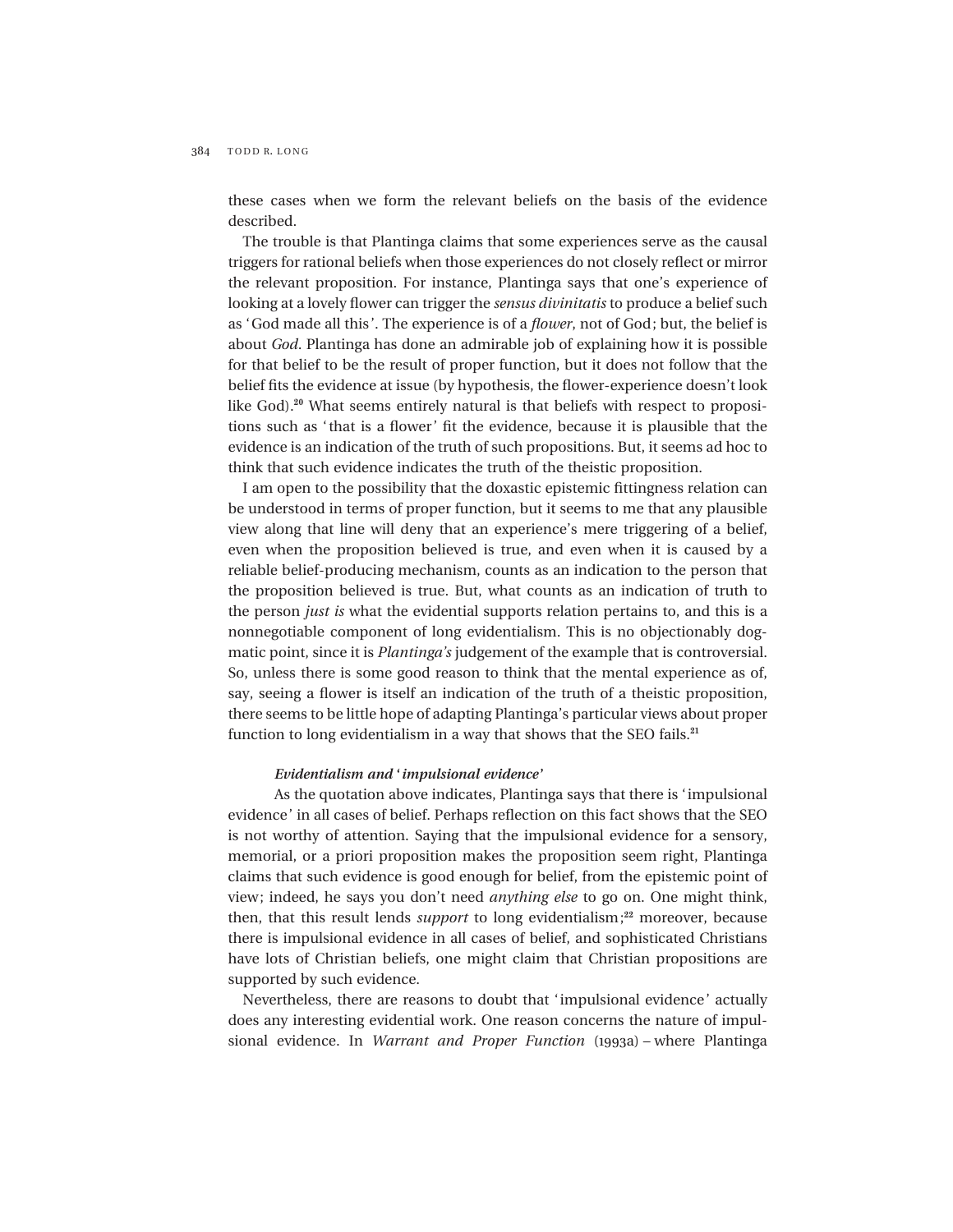these cases when we form the relevant beliefs on the basis of the evidence described.

The trouble is that Plantinga claims that some experiences serve as the causal triggers for rational beliefs when those experiences do not closely reflect or mirror the relevant proposition. For instance, Plantinga says that one's experience of looking at a lovely flower can trigger the *sensus divinitatis* to produce a belief such as 'God made all this'. The experience is of a *flower*, not of God; but, the belief is about *God*. Plantinga has done an admirable job of explaining how it is possible for that belief to be the result of proper function, but it does not follow that the belief fits the evidence at issue (by hypothesis, the flower-experience doesn't look like God).[20] What seems entirely natural is that beliefs with respect to propositions such as 'that is a flower' fit the evidence, because it is plausible that the evidence is an indication of the truth of such propositions. But, it seems ad hoc to think that such evidence indicates the truth of the theistic proposition.

I am open to the possibility that the doxastic epistemic fittingness relation can be understood in terms of proper function, but it seems to me that any plausible view along that line will deny that an experience's mere triggering of a belief, even when the proposition believed is true, and even when it is caused by a reliable belief-producing mechanism, counts as an indication to the person that the proposition believed is true. But, what counts as an indication of truth to the person *just is* what the evidential supports relation pertains to, and this is a nonnegotiable component of long evidentialism. This is no objectionably dogmatic point, since it is *Plantinga's* judgement of the example that is controversial. So, unless there is some good reason to think that the mental experience as of, say, seeing a flower is itself an indication of the truth of a theistic proposition, there seems to be little hope of adapting Plantinga's particular views about proper function to long evidentialism in a way that shows that the SEO fails.[21]

### *Evidentialism and 'impulsional evidence'*

As the quotation above indicates, Plantinga says that there is 'impulsional evidence' in all cases of belief. Perhaps reflection on this fact shows that the SEO is not worthy of attention. Saying that the impulsional evidence for a sensory, memorial, or a priori proposition makes the proposition seem right, Plantinga claims that such evidence is good enough for belief, from the epistemic point of view; indeed, he says you don't need *anything else* to go on. One might think, then, that this result lends *support* to long evidentialism;[22] moreover, because there is impulsional evidence in all cases of belief, and sophisticated Christians have lots of Christian beliefs, one might claim that Christian propositions are supported by such evidence.

Nevertheless, there are reasons to doubt that 'impulsional evidence' actually does any interesting evidential work. One reason concerns the nature of impulsional evidence. In *Warrant and Proper Function* (1993a) – where Plantinga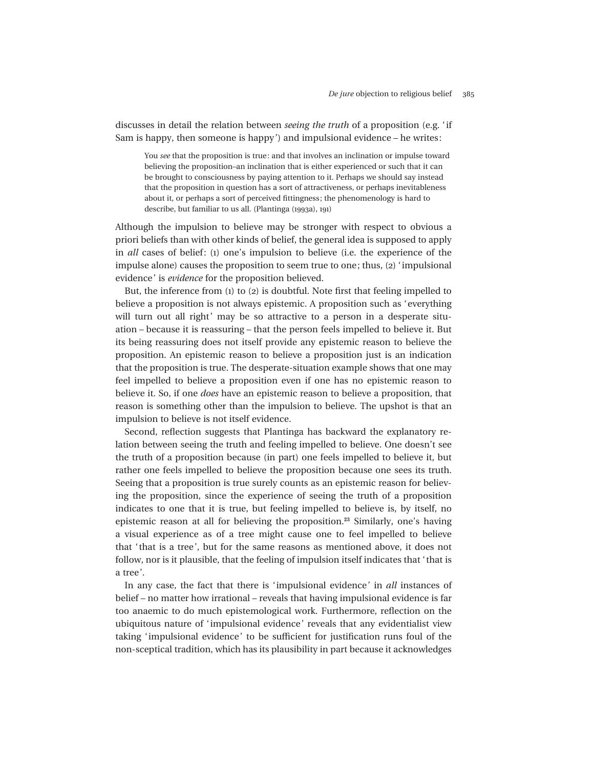discusses in detail the relation between *seeing the truth* of a proposition (e.g. 'if Sam is happy, then someone is happy') and impulsional evidence – he writes:

> You *see* that the proposition is true: and that involves an inclination or impulse toward believing the proposition–an inclination that is either experienced or such that it can be brought to consciousness by paying attention to it. Perhaps we should say instead that the proposition in question has a sort of attractiveness, or perhaps inevitableness about it, or perhaps a sort of perceived fittingness; the phenomenology is hard to describe, but familiar to us all. (Plantinga (1993a), 191)

Although the impulsion to believe may be stronger with respect to obvious a priori beliefs than with other kinds of belief, the general idea is supposed to apply in *all* cases of belief: (1) one's impulsion to believe (i.e. the experience of the impulse alone) causes the proposition to seem true to one; thus, (2) 'impulsional evidence' is *evidence* for the proposition believed.

But, the inference from (1) to (2) is doubtful. Note first that feeling impelled to believe a proposition is not always epistemic. A proposition such as 'everything will turn out all right' may be so attractive to a person in a desperate situation – because it is reassuring – that the person feels impelled to believe it. But its being reassuring does not itself provide any epistemic reason to believe the proposition. An epistemic reason to believe a proposition just is an indication that the proposition is true. The desperate-situation example shows that one may feel impelled to believe a proposition even if one has no epistemic reason to believe it. So, if one *does* have an epistemic reason to believe a proposition, that reason is something other than the impulsion to believe. The upshot is that an impulsion to believe is not itself evidence.

Second, reflection suggests that Plantinga has backward the explanatory relation between seeing the truth and feeling impelled to believe. One doesn't see the truth of a proposition because (in part) one feels impelled to believe it, but rather one feels impelled to believe the proposition because one sees its truth. Seeing that a proposition is true surely counts as an epistemic reason for believing the proposition, since the experience of seeing the truth of a proposition indicates to one that it is true, but feeling impelled to believe is, by itself, no epistemic reason at all for believing the proposition.[23] Similarly, one's having a visual experience as of a tree might cause one to feel impelled to believe that 'that is a tree', but for the same reasons as mentioned above, it does not follow, nor is it plausible, that the feeling of impulsion itself indicates that 'that is a tree'.

In any case, the fact that there is 'impulsional evidence' in *all* instances of belief – no matter how irrational – reveals that having impulsional evidence is far too anaemic to do much epistemological work. Furthermore, reflection on the ubiquitous nature of 'impulsional evidence' reveals that any evidentialist view taking 'impulsional evidence' to be sufficient for justification runs foul of the non-sceptical tradition, which has its plausibility in part because it acknowledges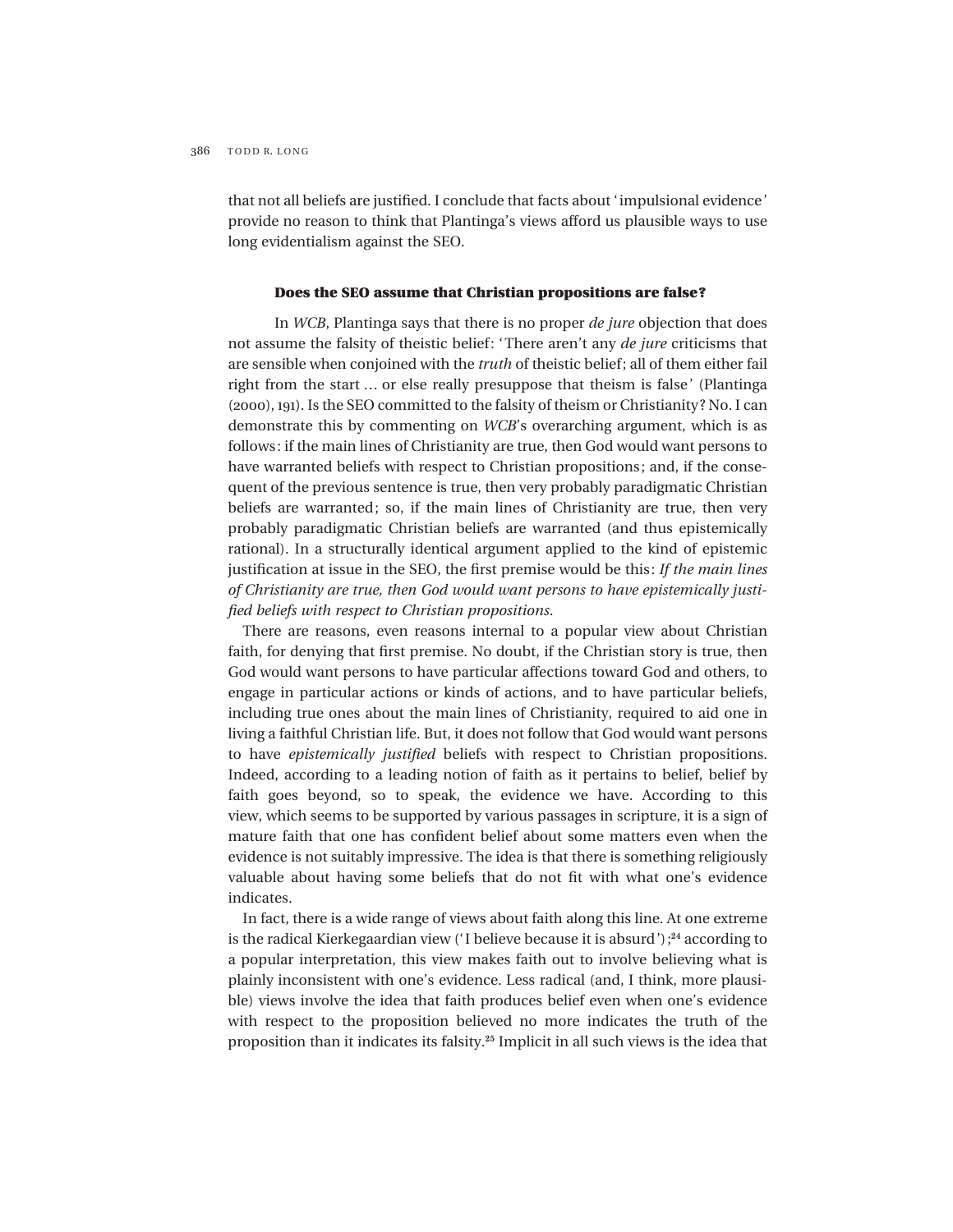that not all beliefs are justified. I conclude that facts about 'impulsional evidence' provide no reason to think that Plantinga's views afford us plausible ways to use long evidentialism against the SEO.

### Does the SEO assume that Christian propositions are false?

In *WCB*, Plantinga says that there is no proper *de jure* objection that does not assume the falsity of theistic belief: 'There aren't any *de jure* criticisms that are sensible when conjoined with the *truth* of theistic belief; all of them either fail right from the start … or else really presuppose that theism is false' (Plantinga (2000), 191). Is the SEO committed to the falsity of theism or Christianity? No. I can demonstrate this by commenting on *WCB*'s overarching argument, which is as follows: if the main lines of Christianity are true, then God would want persons to have warranted beliefs with respect to Christian propositions; and, if the consequent of the previous sentence is true, then very probably paradigmatic Christian beliefs are warranted; so, if the main lines of Christianity are true, then very probably paradigmatic Christian beliefs are warranted (and thus epistemically rational). In a structurally identical argument applied to the kind of epistemic justification at issue in the SEO, the first premise would be this: *If the main lines of Christianity are true, then God would want persons to have epistemically justified beliefs with respect to Christian propositions.*

There are reasons, even reasons internal to a popular view about Christian faith, for denying that first premise. No doubt, if the Christian story is true, then God would want persons to have particular affections toward God and others, to engage in particular actions or kinds of actions, and to have particular beliefs, including true ones about the main lines of Christianity, required to aid one in living a faithful Christian life. But, it does not follow that God would want persons to have *epistemically justified* beliefs with respect to Christian propositions. Indeed, according to a leading notion of faith as it pertains to belief, belief by faith goes beyond, so to speak, the evidence we have. According to this view, which seems to be supported by various passages in scripture, it is a sign of mature faith that one has confident belief about some matters even when the evidence is not suitably impressive. The idea is that there is something religiously valuable about having some beliefs that do not fit with what one's evidence indicates.

In fact, there is a wide range of views about faith along this line. At one extreme is the radical Kierkegaardian view ('I believe because it is absurd');[24] according to a popular interpretation, this view makes faith out to involve believing what is plainly inconsistent with one's evidence. Less radical (and, I think, more plausible) views involve the idea that faith produces belief even when one's evidence with respect to the proposition believed no more indicates the truth of the proposition than it indicates its falsity.[25] Implicit in all such views is the idea that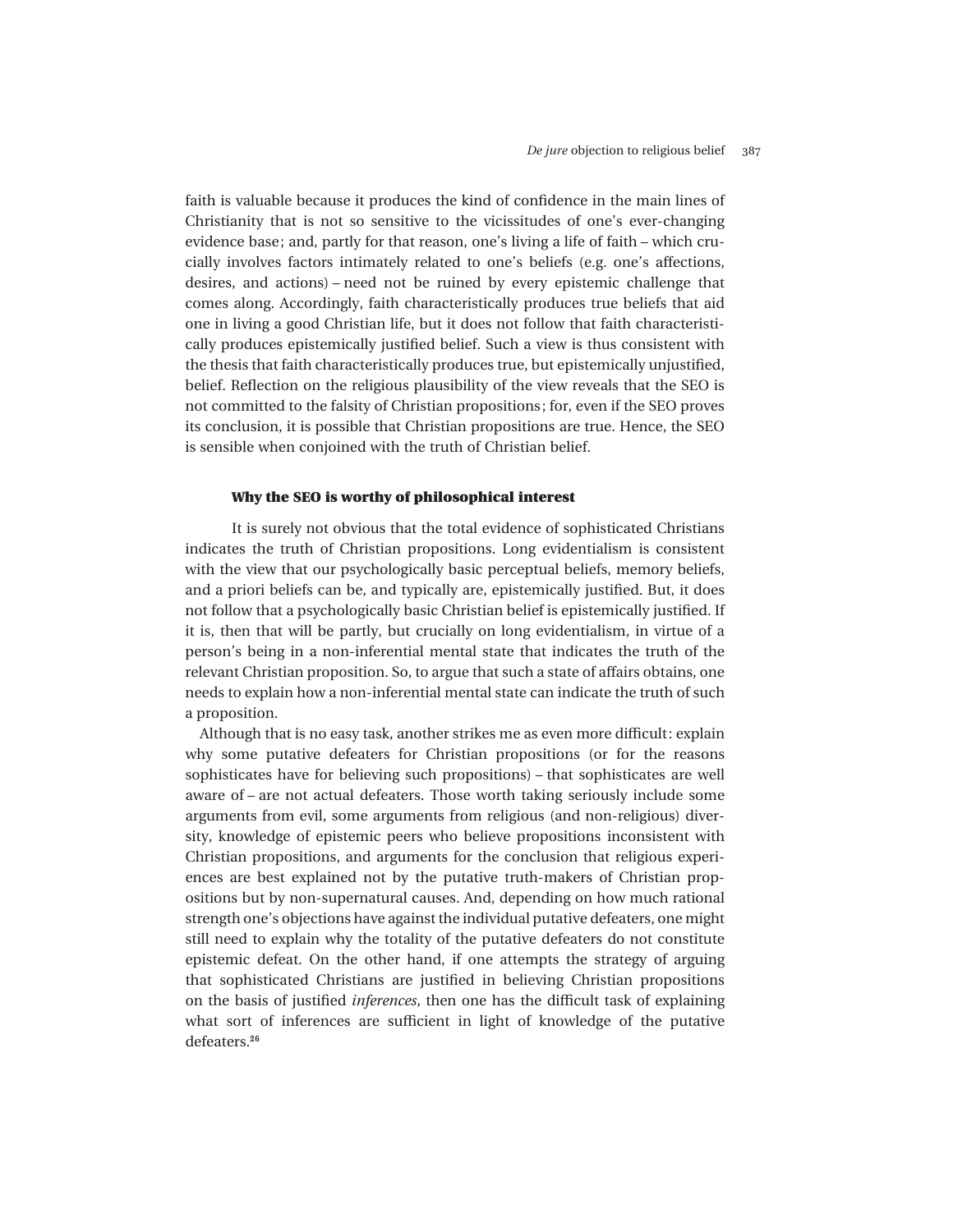faith is valuable because it produces the kind of confidence in the main lines of Christianity that is not so sensitive to the vicissitudes of one's ever-changing evidence base; and, partly for that reason, one's living a life of faith – which crucially involves factors intimately related to one's beliefs (e.g. one's affections, desires, and actions) – need not be ruined by every epistemic challenge that comes along. Accordingly, faith characteristically produces true beliefs that aid one in living a good Christian life, but it does not follow that faith characteristically produces epistemically justified belief. Such a view is thus consistent with the thesis that faith characteristically produces true, but epistemically unjustified, belief. Reflection on the religious plausibility of the view reveals that the SEO is not committed to the falsity of Christian propositions; for, even if the SEO proves its conclusion, it is possible that Christian propositions are true. Hence, the SEO is sensible when conjoined with the truth of Christian belief.

### Why the SEO is worthy of philosophical interest

It is surely not obvious that the total evidence of sophisticated Christians indicates the truth of Christian propositions. Long evidentialism is consistent with the view that our psychologically basic perceptual beliefs, memory beliefs, and a priori beliefs can be, and typically are, epistemically justified. But, it does not follow that a psychologically basic Christian belief is epistemically justified. If it is, then that will be partly, but crucially on long evidentialism, in virtue of a person's being in a non-inferential mental state that indicates the truth of the relevant Christian proposition. So, to argue that such a state of affairs obtains, one needs to explain how a non-inferential mental state can indicate the truth of such a proposition.

Although that is no easy task, another strikes me as even more difficult: explain why some putative defeaters for Christian propositions (or for the reasons sophisticates have for believing such propositions) – that sophisticates are well aware of – are not actual defeaters. Those worth taking seriously include some arguments from evil, some arguments from religious (and non-religious) diversity, knowledge of epistemic peers who believe propositions inconsistent with Christian propositions, and arguments for the conclusion that religious experiences are best explained not by the putative truth-makers of Christian propositions but by non-supernatural causes. And, depending on how much rational strength one's objections have against the individual putative defeaters, one might still need to explain why the totality of the putative defeaters do not constitute epistemic defeat. On the other hand, if one attempts the strategy of arguing that sophisticated Christians are justified in believing Christian propositions on the basis of justified *inferences*, then one has the difficult task of explaining what sort of inferences are sufficient in light of knowledge of the putative defeaters.[26]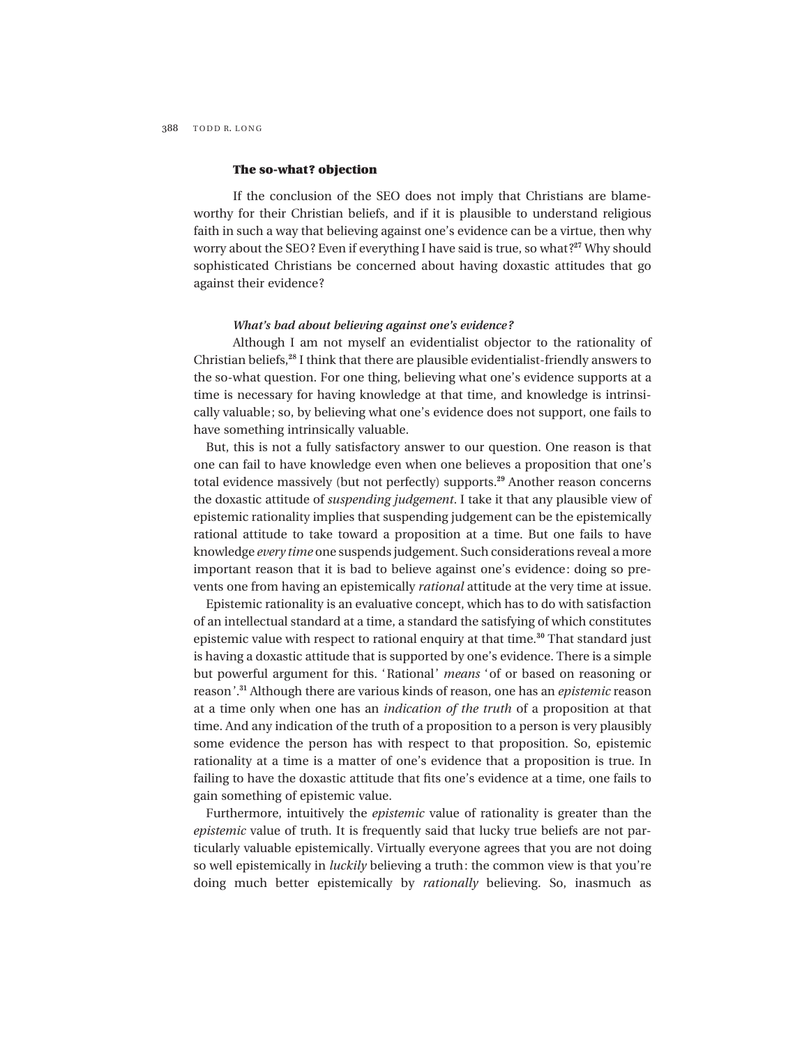### The so-what? objection

If the conclusion of the SEO does not imply that Christians are blameworthy for their Christian beliefs, and if it is plausible to understand religious faith in such a way that believing against one's evidence can be a virtue, then why worry about the SEO? Even if everything I have said is true, so what?[27] Why should sophisticated Christians be concerned about having doxastic attitudes that go against their evidence?

#### *What's bad about believing against one's evidence?*

Although I am not myself an evidentialist objector to the rationality of Christian beliefs,[28] I think that there are plausible evidentialist-friendly answers to the so-what question. For one thing, believing what one's evidence supports at a time is necessary for having knowledge at that time, and knowledge is intrinsically valuable; so, by believing what one's evidence does not support, one fails to have something intrinsically valuable.

But, this is not a fully satisfactory answer to our question. One reason is that one can fail to have knowledge even when one believes a proposition that one's total evidence massively (but not perfectly) supports.[29] Another reason concerns the doxastic attitude of *suspending judgement*. I take it that any plausible view of epistemic rationality implies that suspending judgement can be the epistemically rational attitude to take toward a proposition at a time. But one fails to have knowledge *every time* one suspends judgement. Such considerations reveal a more important reason that it is bad to believe against one's evidence: doing so prevents one from having an epistemically *rational* attitude at the very time at issue.

Epistemic rationality is an evaluative concept, which has to do with satisfaction of an intellectual standard at a time, a standard the satisfying of which constitutes epistemic value with respect to rational enquiry at that time.[30] That standard just is having a doxastic attitude that is supported by one's evidence. There is a simple but powerful argument for this. 'Rational' *means* 'of or based on reasoning or reason'.[31] Although there are various kinds of reason, one has an *epistemic* reason at a time only when one has an *indication of the truth* of a proposition at that time. And any indication of the truth of a proposition to a person is very plausibly some evidence the person has with respect to that proposition. So, epistemic rationality at a time is a matter of one's evidence that a proposition is true. In failing to have the doxastic attitude that fits one's evidence at a time, one fails to gain something of epistemic value.

Furthermore, intuitively the *epistemic* value of rationality is greater than the *epistemic* value of truth. It is frequently said that lucky true beliefs are not particularly valuable epistemically. Virtually everyone agrees that you are not doing so well epistemically in *luckily* believing a truth: the common view is that you're doing much better epistemically by *rationally* believing. So, inasmuch as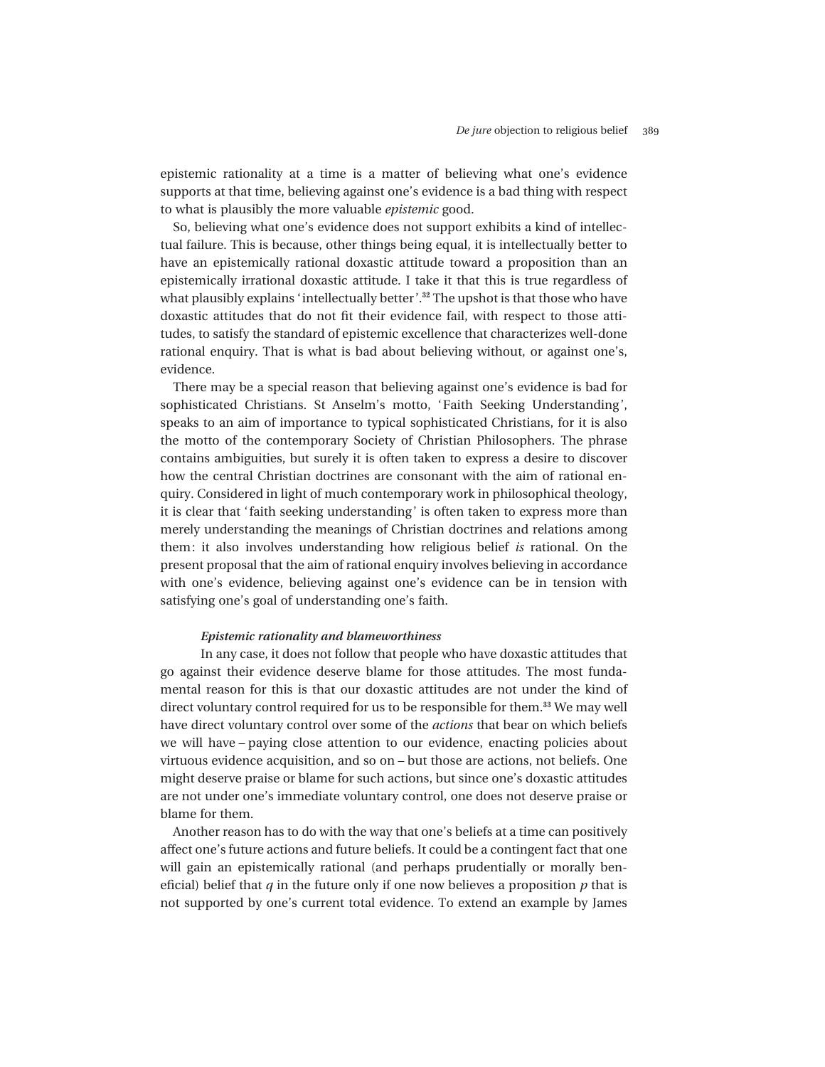epistemic rationality at a time is a matter of believing what one's evidence supports at that time, believing against one's evidence is a bad thing with respect to what is plausibly the more valuable *epistemic* good.

So, believing what one's evidence does not support exhibits a kind of intellectual failure. This is because, other things being equal, it is intellectually better to have an epistemically rational doxastic attitude toward a proposition than an epistemically irrational doxastic attitude. I take it that this is true regardless of what plausibly explains 'intellectually better'.[32] The upshot is that those who have doxastic attitudes that do not fit their evidence fail, with respect to those attitudes, to satisfy the standard of epistemic excellence that characterizes well-done rational enquiry. That is what is bad about believing without, or against one's, evidence.

There may be a special reason that believing against one's evidence is bad for sophisticated Christians. St Anselm's motto, 'Faith Seeking Understanding', speaks to an aim of importance to typical sophisticated Christians, for it is also the motto of the contemporary Society of Christian Philosophers. The phrase contains ambiguities, but surely it is often taken to express a desire to discover how the central Christian doctrines are consonant with the aim of rational enquiry. Considered in light of much contemporary work in philosophical theology, it is clear that 'faith seeking understanding' is often taken to express more than merely understanding the meanings of Christian doctrines and relations among them: it also involves understanding how religious belief *is* rational. On the present proposal that the aim of rational enquiry involves believing in accordance with one's evidence, believing against one's evidence can be in tension with satisfying one's goal of understanding one's faith.

#### *Epistemic rationality and blameworthiness*

In any case, it does not follow that people who have doxastic attitudes that go against their evidence deserve blame for those attitudes. The most fundamental reason for this is that our doxastic attitudes are not under the kind of direct voluntary control required for us to be responsible for them.[33] We may well have direct voluntary control over some of the *actions* that bear on which beliefs we will have – paying close attention to our evidence, enacting policies about virtuous evidence acquisition, and so on – but those are actions, not beliefs. One might deserve praise or blame for such actions, but since one's doxastic attitudes are not under one's immediate voluntary control, one does not deserve praise or blame for them.

Another reason has to do with the way that one's beliefs at a time can positively affect one's future actions and future beliefs. It could be a contingent fact that one will gain an epistemically rational (and perhaps prudentially or morally beneficial) belief that *q* in the future only if one now believes a proposition *p* that is not supported by one's current total evidence. To extend an example by James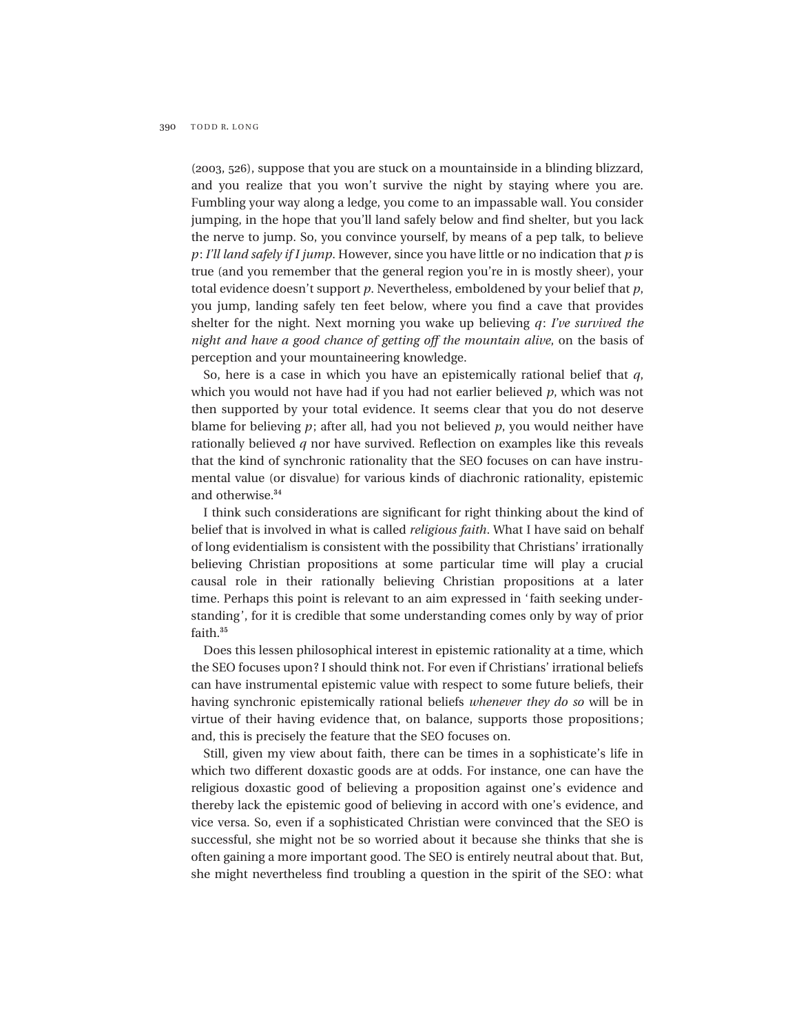(2003, 526), suppose that you are stuck on a mountainside in a blinding blizzard, and you realize that you won't survive the night by staying where you are. Fumbling your way along a ledge, you come to an impassable wall. You consider jumping, in the hope that you'll land safely below and find shelter, but you lack the nerve to jump. So, you convince yourself, by means of a pep talk, to believe *p*: *I'll land safely if I jump*. However, since you have little or no indication that *p* is true (and you remember that the general region you're in is mostly sheer), your total evidence doesn't support *p*. Nevertheless, emboldened by your belief that *p*, you jump, landing safely ten feet below, where you find a cave that provides shelter for the night. Next morning you wake up believing *q*: *I've survived the night and have a good chance of getting off the mountain alive*, on the basis of perception and your mountaineering knowledge.

So, here is a case in which you have an epistemically rational belief that *q*, which you would not have had if you had not earlier believed *p*, which was not then supported by your total evidence. It seems clear that you do not deserve blame for believing *p*; after all, had you not believed *p*, you would neither have rationally believed *q* nor have survived. Reflection on examples like this reveals that the kind of synchronic rationality that the SEO focuses on can have instrumental value (or disvalue) for various kinds of diachronic rationality, epistemic and otherwise.[34]

I think such considerations are significant for right thinking about the kind of belief that is involved in what is called *religious faith*. What I have said on behalf of long evidentialism is consistent with the possibility that Christians' irrationally believing Christian propositions at some particular time will play a crucial causal role in their rationally believing Christian propositions at a later time. Perhaps this point is relevant to an aim expressed in 'faith seeking understanding', for it is credible that some understanding comes only by way of prior faith.[35]

Does this lessen philosophical interest in epistemic rationality at a time, which the SEO focuses upon? I should think not. For even if Christians' irrational beliefs can have instrumental epistemic value with respect to some future beliefs, their having synchronic epistemically rational beliefs *whenever they do so* will be in virtue of their having evidence that, on balance, supports those propositions; and, this is precisely the feature that the SEO focuses on.

Still, given my view about faith, there can be times in a sophisticate's life in which two different doxastic goods are at odds. For instance, one can have the religious doxastic good of believing a proposition against one's evidence and thereby lack the epistemic good of believing in accord with one's evidence, and vice versa. So, even if a sophisticated Christian were convinced that the SEO is successful, she might not be so worried about it because she thinks that she is often gaining a more important good. The SEO is entirely neutral about that. But, she might nevertheless find troubling a question in the spirit of the SEO: what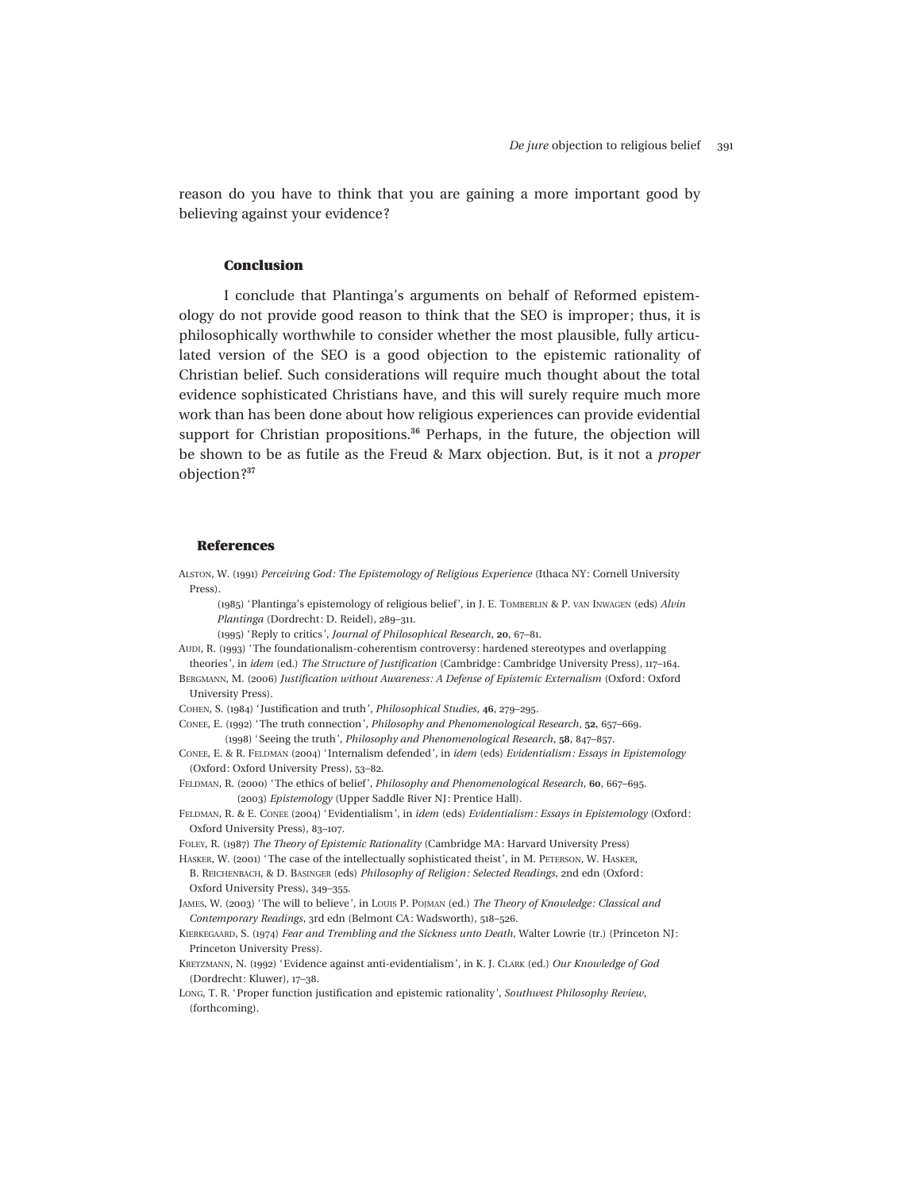reason do you have to think that you are gaining a more important good by believing against your evidence?

## Conclusion

I conclude that Plantinga's arguments on behalf of Reformed epistemology do not provide good reason to think that the SEO is improper; thus, it is philosophically worthwhile to consider whether the most plausible, fully articulated version of the SEO is a good objection to the epistemic rationality of Christian belief. Such considerations will require much thought about the total evidence sophisticated Christians have, and this will surely require much more work than has been done about how religious experiences can provide evidential support for Christian propositions.[36] Perhaps, in the future, the objection will be shown to be as futile as the Freud & Marx objection. But, is it not a *proper* objection?[37]

## References

ALSTON, W. (1991) *Perceiving God: The Epistemology of Religious Experience* (Ithaca NY: Cornell University Press).

(1985) 'Plantinga's epistemology of religious belief', in J. E. TOMBERLIN & P. VAN INWAGEN (eds) *Alvin Plantinga* (Dordrecht: D. Reidel), 289–311.

(1995) 'Reply to critics', *Journal of Philosophical Research*, **20**, 67–81.

AUDI, R. (1993) 'The foundationalism-coherentism controversy: hardened stereotypes and overlapping theories', in *idem* (ed.) *The Structure of Justification* (Cambridge: Cambridge University Press), 117–164.

BERGMANN, M. (2006) *Justification without Awareness: A Defense of Epistemic Externalism* (Oxford: Oxford University Press).

COHEN, S. (1984) 'Justification and truth', *Philosophical Studies*, **46**, 279–295.

CONEE, E. (1992) 'The truth connection', *Philosophy and Phenomenological Research*, **52**, 657–669.

(1998) 'Seeing the truth', *Philosophy and Phenomenological Research*, **58**, 847–857.

CONEE, E. & R. FELDMAN (2004) 'Internalism defended', in *idem* (eds) *Evidentialism: Essays in Epistemology* (Oxford: Oxford University Press), 53–82.

FELDMAN, R. (2000) 'The ethics of belief', *Philosophy and Phenomenological Research*, **60**, 667–695.

(2003) *Epistemology* (Upper Saddle River NJ: Prentice Hall).

FELDMAN, R. & E. CONEE (2004) 'Evidentialism', in *idem* (eds) *Evidentialism: Essays in Epistemology* (Oxford: Oxford University Press), 83–107.

FOLEY, R. (1987) *The Theory of Epistemic Rationality* (Cambridge MA: Harvard University Press)

HASKER, W. (2001) 'The case of the intellectually sophisticated theist', in M. PETERSON, W. HASKER, B. REICHENBACH, & D. BASINGER (eds) *Philosophy of Religion: Selected Readings*, 2nd edn (Oxford: Oxford University Press), 349–355.

JAMES, W. (2003) 'The will to believe', in LOUIS P. POJMAN (ed.) *The Theory of Knowledge: Classical and Contemporary Readings*, 3rd edn (Belmont CA: Wadsworth), 518–526.

KIERKEGAARD, S. (1974) *Fear and Trembling and the Sickness unto Death*, Walter Lowrie (tr.) (Princeton NJ: Princeton University Press).

KRETZMANN, N. (1992) 'Evidence against anti-evidentialism', in K. J. CLARK (ed.) *Our Knowledge of God* (Dordrecht: Kluwer), 17–38.

LONG, T. R. 'Proper function justification and epistemic rationality', *Southwest Philosophy Review*, (forthcoming).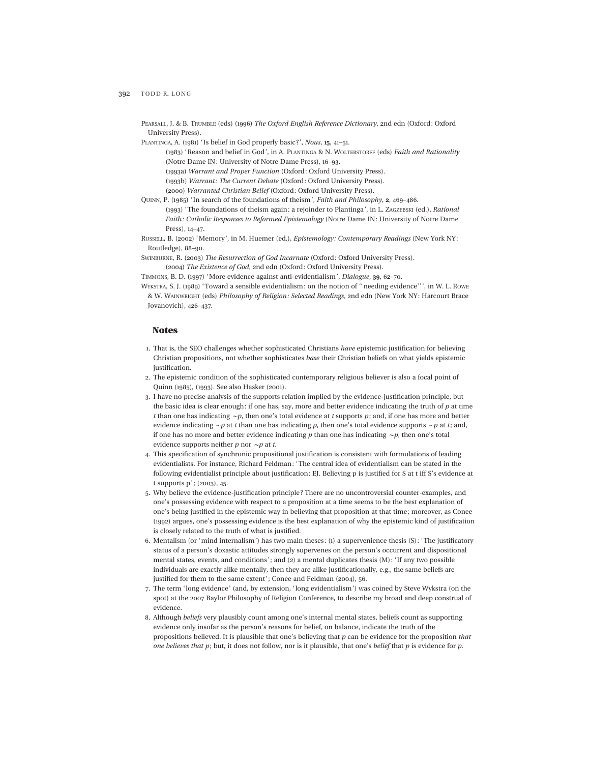Pearsall, J. & B. Trumble (eds) (1996) *The Oxford English Reference Dictionary*, 2nd edn (Oxford: Oxford University Press).

Plantinga, A. (1981) 'Is belief in God properly basic?', *Nous*, **15**, 41–51.

(1983) 'Reason and belief in God', in A. Plantinga & N. Wolterstorff (eds) *Faith and Rationality* (Notre Dame IN: University of Notre Dame Press), 16–93.

(1993a) *Warrant and Proper Function* (Oxford: Oxford University Press).

(1993b) *Warrant: The Current Debate* (Oxford: Oxford University Press).

(2000) *Warranted Christian Belief* (Oxford: Oxford University Press).

Quinn, P. (1985) 'In search of the foundations of theism', *Faith and Philosophy*, **2**, 469–486.

(1993) 'The foundations of theism again: a rejoinder to Plantinga', in L. Zagzebski (ed.), *Rational Faith: Catholic Responses to Reformed Epistemology* (Notre Dame IN: University of Notre Dame Press), 14–47.

Russell, B. (2002) 'Memory', in M. Huemer (ed.), *Epistemology: Contemporary Readings* (New York NY: Routledge), 88–90.

Swinburne, R. (2003) *The Resurrection of God Incarnate* (Oxford: Oxford University Press).

(2004) *The Existence of God*, 2nd edn (Oxford: Oxford University Press).

Timmons, B. D. (1997) 'More evidence against anti-evidentialism', *Dialogue*, **39**, 62–70.

Wykstra, S. J. (1989) 'Toward a sensible evidentialism: on the notion of "needing evidence"', in W. L. Rowe & W. Wainwright (eds) *Philosophy of Religion: Selected Readings*, 2nd edn (New York NY: Harcourt Brace Jovanovich), 426–437.

## Notes

1. That is, the SEO challenges whether sophisticated Christians *have* epistemic justification for believing Christian propositions, not whether sophisticates *base* their Christian beliefs on what yields epistemic justification.
2. The epistemic condition of the sophisticated contemporary religious believer is also a focal point of Quinn (1985), (1993). See also Hasker (2001).
3. I have no precise analysis of the supports relation implied by the evidence-justification principle, but the basic idea is clear enough: if one has, say, more and better evidence indicating the truth of $p$ at time $t$ than one has indicating $\sim p$, then one's total evidence at $t$ supports $p$; and, if one has more and better evidence indicating $\sim p$ at $t$ than one has indicating $p$, then one's total evidence supports $\sim p$ at $t$; and, if one has no more and better evidence indicating $p$ than one has indicating $\sim p$, then one's total evidence supports neither $p$ nor $\sim p$ at $t$.
4. This specification of synchronic propositional justification is consistent with formulations of leading evidentialists. For instance, Richard Feldman: 'The central idea of evidentialism can be stated in the following evidentialist principle about justification: EJ. Believing p is justified for S at t iff S's evidence at t supports p'; (2003), 45.
5. Why believe the evidence-justification principle? There are no uncontroversial counter-examples, and one's possessing evidence with respect to a proposition at a time seems to be the best explanation of one's being justified in the epistemic way in believing that proposition at that time; moreover, as Conee (1992) argues, one's possessing evidence is the best explanation of why the epistemic kind of justification is closely related to the truth of what is justified.
6. Mentalism (or 'mind internalism') has two main theses: (1) a supervenience thesis (S): 'The justificatory status of a person's doxastic attitudes strongly supervenes on the person's occurrent and dispositional mental states, events, and conditions'; and (2) a mental duplicates thesis (M): 'If any two possible individuals are exactly alike mentally, then they are alike justificationally, e.g., the same beliefs are justified for them to the same extent'; Conee and Feldman (2004), 56.
7. The term 'long evidence' (and, by extension, 'long evidentialism') was coined by Steve Wykstra (on the spot) at the 2007 Baylor Philosophy of Religion Conference, to describe my broad and deep construal of evidence.
8. Although *beliefs* very plausibly count among one's internal mental states, beliefs count as supporting evidence only insofar as the person's reasons for belief, on balance, indicate the truth of the propositions believed. It is plausible that one's believing that $p$ can be evidence for the proposition *that one believes that p*; but, it does not follow, nor is it plausible, that one's *belief* that $p$ is evidence for $p$.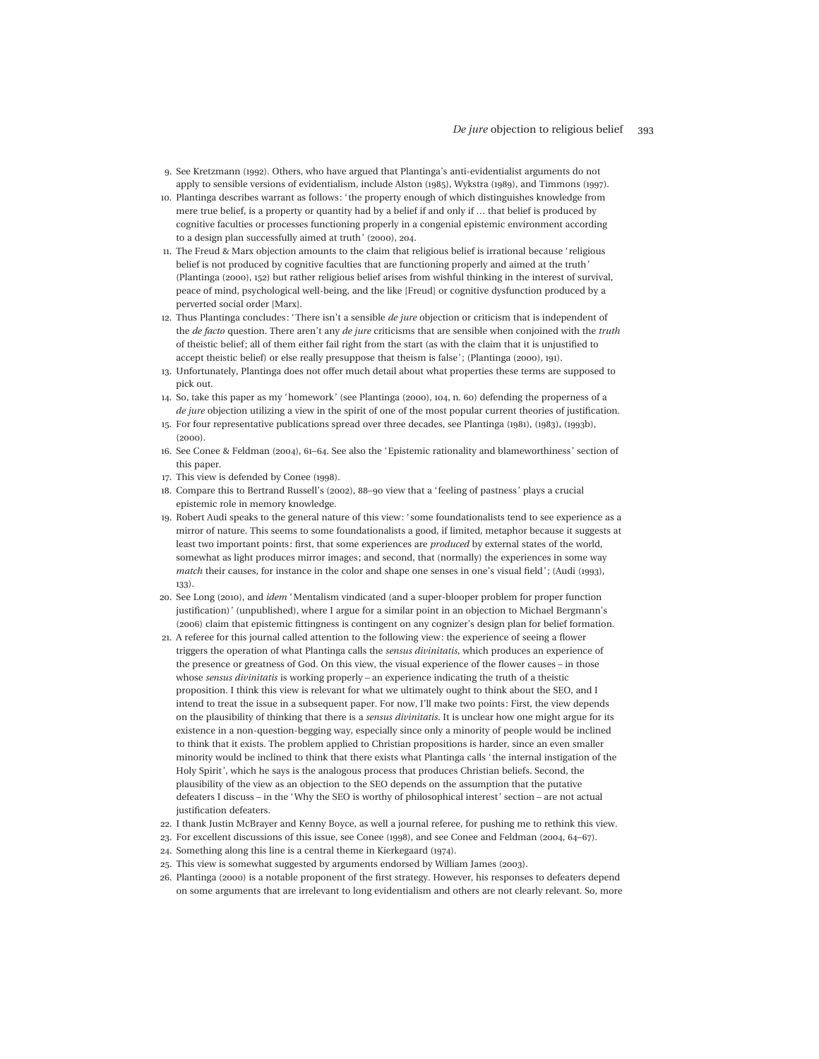9. See Kretzmann (1992). Others, who have argued that Plantinga's anti-evidentialist arguments do not apply to sensible versions of evidentialism, include Alston (1985), Wykstra (1989), and Timmons (1997).
10. Plantinga describes warrant as follows: 'the property enough of which distinguishes knowledge from mere true belief, is a property or quantity had by a belief if and only if … that belief is produced by cognitive faculties or processes functioning properly in a congenial epistemic environment according to a design plan successfully aimed at truth' (2000), 204.
11. The Freud & Marx objection amounts to the claim that religious belief is irrational because 'religious belief is not produced by cognitive faculties that are functioning properly and aimed at the truth' (Plantinga (2000), 152) but rather religious belief arises from wishful thinking in the interest of survival, peace of mind, psychological well-being, and the like [Freud] or cognitive dysfunction produced by a perverted social order [Marx].
12. Thus Plantinga concludes: 'There isn't a sensible *de jure* objection or criticism that is independent of the *de facto* question. There aren't any *de jure* criticisms that are sensible when conjoined with the *truth* of theistic belief; all of them either fail right from the start (as with the claim that it is unjustified to accept theistic belief) or else really presuppose that theism is false'; (Plantinga (2000), 191).
13. Unfortunately, Plantinga does not offer much detail about what properties these terms are supposed to pick out.
14. So, take this paper as my 'homework' (see Plantinga (2000), 104, n. 60) defending the properness of a *de jure* objection utilizing a view in the spirit of one of the most popular current theories of justification.
15. For four representative publications spread over three decades, see Plantinga (1981), (1983), (1993b), (2000).
16. See Conee & Feldman (2004), 61–64. See also the 'Epistemic rationality and blameworthiness' section of this paper.
17. This view is defended by Conee (1998).
18. Compare this to Bertrand Russell's (2002), 88–90 view that a 'feeling of pastness' plays a crucial epistemic role in memory knowledge.
19. Robert Audi speaks to the general nature of this view: 'some foundationalists tend to see experience as a mirror of nature. This seems to some foundationalists a good, if limited, metaphor because it suggests at least two important points: first, that some experiences are *produced* by external states of the world, somewhat as light produces mirror images; and second, that (normally) the experiences in some way *match* their causes, for instance in the color and shape one senses in one's visual field'; (Audi (1993), 133).
20. See Long (2010), and *idem* 'Mentalism vindicated (and a super-blooper problem for proper function justification)' (unpublished), where I argue for a similar point in an objection to Michael Bergmann's (2006) claim that epistemic fittingness is contingent on any cognizer's design plan for belief formation.
21. A referee for this journal called attention to the following view: the experience of seeing a flower triggers the operation of what Plantinga calls the *sensus divinitatis*, which produces an experience of the presence or greatness of God. On this view, the visual experience of the flower causes – in those whose *sensus divinitatis* is working properly – an experience indicating the truth of a theistic proposition. I think this view is relevant for what we ultimately ought to think about the SEO, and I intend to treat the issue in a subsequent paper. For now, I'll make two points: First, the view depends on the plausibility of thinking that there is a *sensus divinitatis*. It is unclear how one might argue for its existence in a non-question-begging way, especially since only a minority of people would be inclined to think that it exists. The problem applied to Christian propositions is harder, since an even smaller minority would be inclined to think that there exists what Plantinga calls 'the internal instigation of the Holy Spirit', which he says is the analogous process that produces Christian beliefs. Second, the plausibility of the view as an objection to the SEO depends on the assumption that the putative defeaters I discuss – in the 'Why the SEO is worthy of philosophical interest' section – are not actual justification defeaters.
22. I thank Justin McBrayer and Kenny Boyce, as well a journal referee, for pushing me to rethink this view.
23. For excellent discussions of this issue, see Conee (1998), and see Conee and Feldman (2004, 64–67).
24. Something along this line is a central theme in Kierkegaard (1974).
25. This view is somewhat suggested by arguments endorsed by William James (2003).
26. Plantinga (2000) is a notable proponent of the first strategy. However, his responses to defeaters depend on some arguments that are irrelevant to long evidentialism and others are not clearly relevant. So, more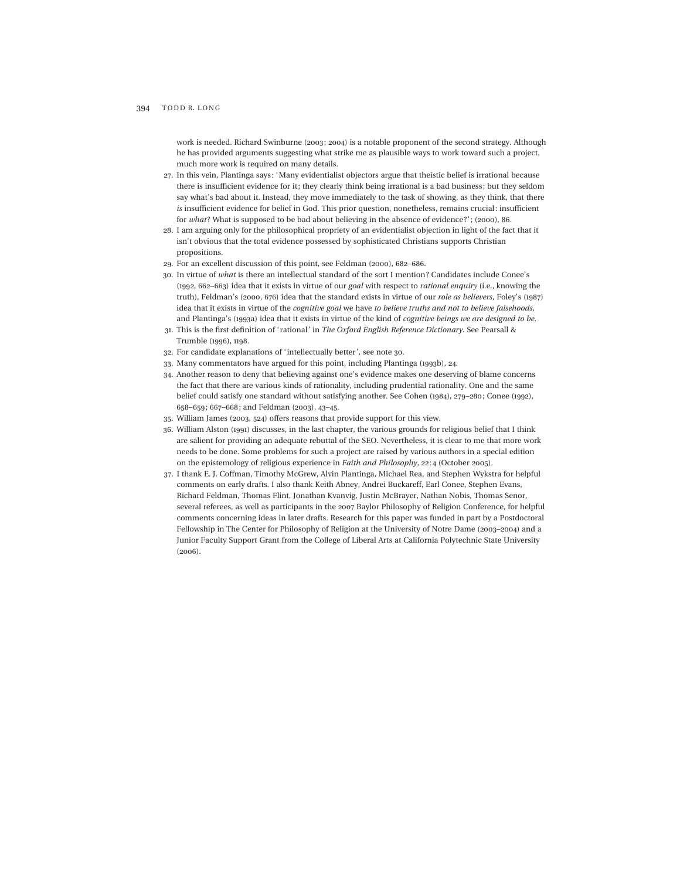work is needed. Richard Swinburne (2003; 2004) is a notable proponent of the second strategy. Although he has provided arguments suggesting what strike me as plausible ways to work toward such a project, much more work is required on many details.

27. In this vein, Plantinga says: 'Many evidentialist objectors argue that theistic belief is irrational because there is insufficient evidence for it; they clearly think being irrational is a bad business; but they seldom say what's bad about it. Instead, they move immediately to the task of showing, as they think, that there *is* insufficient evidence for belief in God. This prior question, nonetheless, remains crucial: insufficient for *what*? What is supposed to be bad about believing in the absence of evidence?'; (2000), 86.
28. I am arguing only for the philosophical propriety of an evidentialist objection in light of the fact that it isn't obvious that the total evidence possessed by sophisticated Christians supports Christian propositions.
29. For an excellent discussion of this point, see Feldman (2000), 682–686.
30. In virtue of *what* is there an intellectual standard of the sort I mention? Candidates include Conee's (1992, 662–663) idea that it exists in virtue of our *goal* with respect to *rational enquiry* (i.e., knowing the truth), Feldman's (2000, 676) idea that the standard exists in virtue of our *role as believers*, Foley's (1987) idea that it exists in virtue of the *cognitive goal* we have *to believe truths and not to believe falsehoods*, and Plantinga's (1993a) idea that it exists in virtue of the kind of *cognitive beings we are designed to be*.
31. This is the first definition of 'rational' in *The Oxford English Reference Dictionary*. See Pearsall & Trumble (1996), 1198.
32. For candidate explanations of 'intellectually better', see note 30.
33. Many commentators have argued for this point, including Plantinga (1993b), 24.
34. Another reason to deny that believing against one's evidence makes one deserving of blame concerns the fact that there are various kinds of rationality, including prudential rationality. One and the same belief could satisfy one standard without satisfying another. See Cohen (1984), 279–280; Conee (1992), 658–659; 667–668; and Feldman (2003), 43–45.
35. William James (2003, 524) offers reasons that provide support for this view.
36. William Alston (1991) discusses, in the last chapter, the various grounds for religious belief that I think are salient for providing an adequate rebuttal of the SEO. Nevertheless, it is clear to me that more work needs to be done. Some problems for such a project are raised by various authors in a special edition on the epistemology of religious experience in *Faith and Philosophy*, 22:4 (October 2005).
37. I thank E. J. Coffman, Timothy McGrew, Alvin Plantinga, Michael Rea, and Stephen Wykstra for helpful comments on early drafts. I also thank Keith Abney, Andrei Buckareff, Earl Conee, Stephen Evans, Richard Feldman, Thomas Flint, Jonathan Kvanvig, Justin McBrayer, Nathan Nobis, Thomas Senor, several referees, as well as participants in the 2007 Baylor Philosophy of Religion Conference, for helpful comments concerning ideas in later drafts. Research for this paper was funded in part by a Postdoctoral Fellowship in The Center for Philosophy of Religion at the University of Notre Dame (2003–2004) and a Junior Faculty Support Grant from the College of Liberal Arts at California Polytechnic State University (2006).